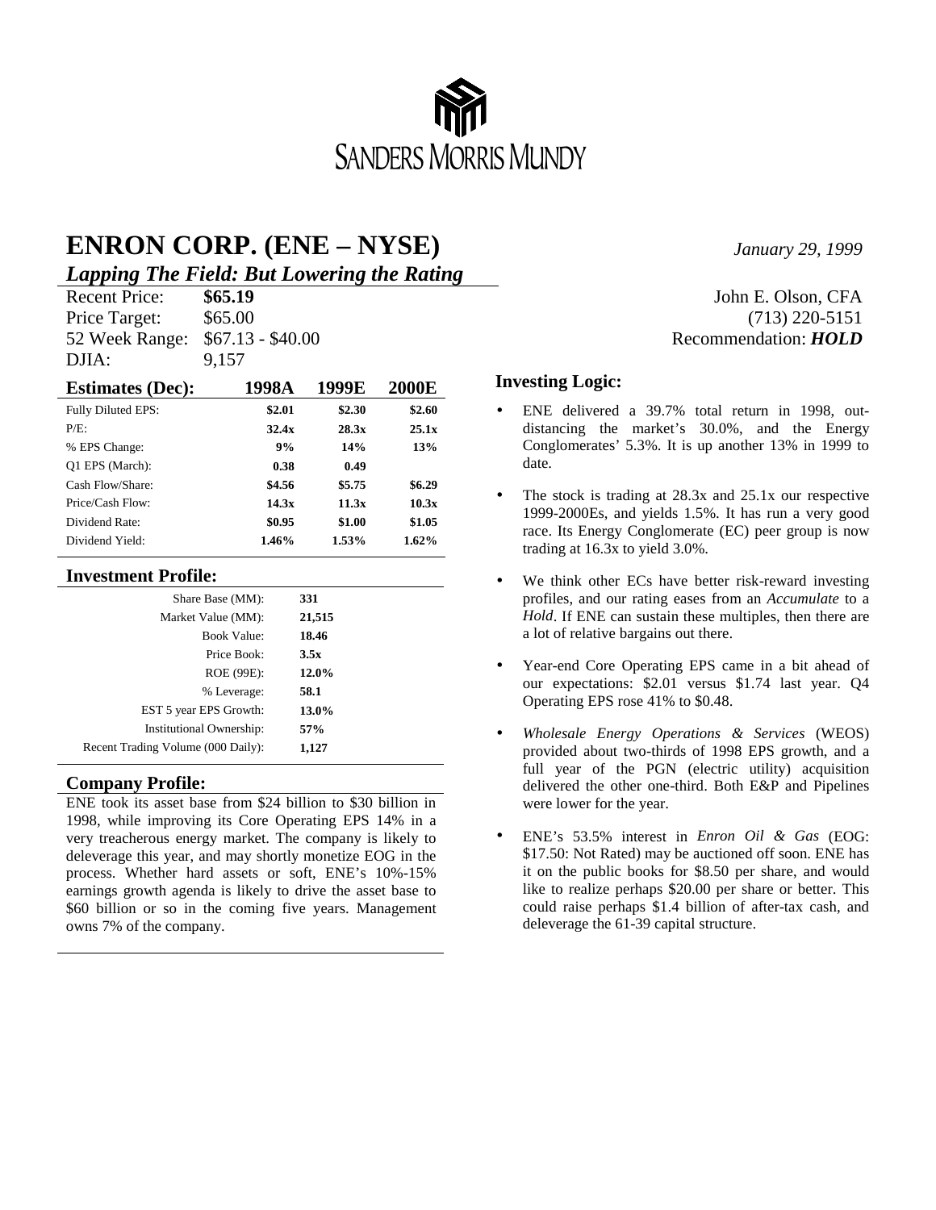SANDERS MORRIS MUNDY

# ENRON CORP. (ENE – NYSE)

*January 29, 1999*

## *Lapping The Field: But Lowering the Rating*

| | |
|---|---|
| Recent Price: | **$65.19** |
| Price Target: | $65.00 |
| 52 Week Range: | $67.13 - $40.00 |
| DJIA: | 9,157 |

John E. Olson, CFA
(713) 220-5151
Recommendation: ***HOLD***

| **Estimates (Dec):** | **1998A** | **1999E** | **2000E** |
|---|---|---|---|
| Fully Diluted EPS: | **$2.01** | **$2.30** | **$2.60** |
| P/E: | **32.4x** | **28.3x** | **25.1x** |
| % EPS Change: | **9%** | **14%** | **13%** |
| Q1 EPS (March): | **0.38** | **0.49** | |
| Cash Flow/Share: | **$4.56** | **$5.75** | **$6.29** |
| Price/Cash Flow: | **14.3x** | **11.3x** | **10.3x** |
| Dividend Rate: | **$0.95** | **$1.00** | **$1.05** |
| Dividend Yield: | **1.46%** | **1.53%** | **1.62%** |

### Investment Profile:

| | |
|---|---|
| Share Base (MM): | **331** |
| Market Value (MM): | **21,515** |
| Book Value: | **18.46** |
| Price Book: | **3.5x** |
| ROE (99E): | **12.0%** |
| % Leverage: | **58.1** |
| EST 5 year EPS Growth: | **13.0%** |
| Institutional Ownership: | **57%** |
| Recent Trading Volume (000 Daily): | **1,127** |

### Company Profile:

ENE took its asset base from $24 billion to $30 billion in 1998, while improving its Core Operating EPS 14% in a very treacherous energy market. The company is likely to deleverage this year, and may shortly monetize EOG in the process. Whether hard assets or soft, ENE's 10%-15% earnings growth agenda is likely to drive the asset base to $60 billion or so in the coming five years. Management owns 7% of the company.

### Investing Logic:

- ENE delivered a 39.7% total return in 1998, out-distancing the market's 30.0%, and the Energy Conglomerates' 5.3%. It is up another 13% in 1999 to date.
- The stock is trading at 28.3x and 25.1x our respective 1999-2000Es, and yields 1.5%. It has run a very good race. Its Energy Conglomerate (EC) peer group is now trading at 16.3x to yield 3.0%.
- We think other ECs have better risk-reward investing profiles, and our rating eases from an *Accumulate* to a *Hold*. If ENE can sustain these multiples, then there are a lot of relative bargains out there.
- Year-end Core Operating EPS came in a bit ahead of our expectations: $2.01 versus $1.74 last year. Q4 Operating EPS rose 41% to $0.48.
- *Wholesale Energy Operations & Services* (WEOS) provided about two-thirds of 1998 EPS growth, and a full year of the PGN (electric utility) acquisition delivered the other one-third. Both E&P and Pipelines were lower for the year.
- ENE's 53.5% interest in *Enron Oil & Gas* (EOG: $17.50: Not Rated) may be auctioned off soon. ENE has it on the public books for $8.50 per share, and would like to realize perhaps $20.00 per share or better. This could raise perhaps $1.4 billion of after-tax cash, and deleverage the 61-39 capital structure.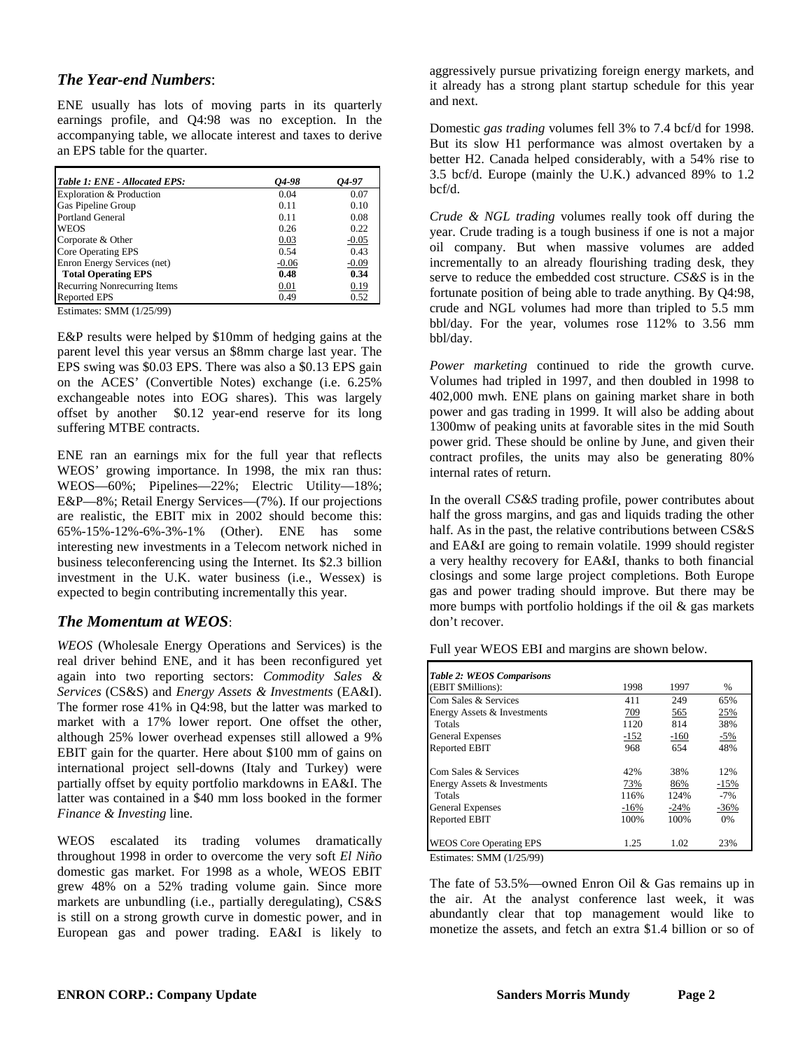## *The Year-end Numbers*:

ENE usually has lots of moving parts in its quarterly earnings profile, and Q4:98 was no exception. In the accompanying table, we allocate interest and taxes to derive an EPS table for the quarter.

| *Table 1: ENE - Allocated EPS:* | *Q4-98* | *Q4-97* |
|---|---|---|
| Exploration & Production | 0.04 | 0.07 |
| Gas Pipeline Group | 0.11 | 0.10 |
| Portland General | 0.11 | 0.08 |
| WEOS | 0.26 | 0.22 |
| Corporate & Other | 0.03 | -0.05 |
| Core Operating EPS | 0.54 | 0.43 |
| Enron Energy Services (net) | -0.06 | -0.09 |
| **Total Operating EPS** | **0.48** | **0.34** |
| Recurring Nonrecurring Items | 0.01 | 0.19 |
| Reported EPS | 0.49 | 0.52 |

Estimates: SMM (1/25/99)

E&P results were helped by $10mm of hedging gains at the parent level this year versus an $8mm charge last year. The EPS swing was $0.03 EPS. There was also a $0.13 EPS gain on the ACES' (Convertible Notes) exchange (i.e. 6.25% exchangeable notes into EOG shares). This was largely offset by another $0.12 year-end reserve for its long suffering MTBE contracts.

ENE ran an earnings mix for the full year that reflects WEOS' growing importance. In 1998, the mix ran thus: WEOS—60%; Pipelines—22%; Electric Utility—18%; E&P—8%; Retail Energy Services—(7%). If our projections are realistic, the EBIT mix in 2002 should become this: 65%-15%-12%-6%-3%-1% (Other). ENE has some interesting new investments in a Telecom network niched in business teleconferencing using the Internet. Its $2.3 billion investment in the U.K. water business (i.e., Wessex) is expected to begin contributing incrementally this year.

## *The Momentum at WEOS*:

*WEOS* (Wholesale Energy Operations and Services) is the real driver behind ENE, and it has been reconfigured yet again into two reporting sectors: *Commodity Sales & Services* (CS&S) and *Energy Assets & Investments* (EA&I). The former rose 41% in Q4:98, but the latter was marked to market with a 17% lower report. One offset the other, although 25% lower overhead expenses still allowed a 9% EBIT gain for the quarter. Here about $100 mm of gains on international project sell-downs (Italy and Turkey) were partially offset by equity portfolio markdowns in EA&I. The latter was contained in a $40 mm loss booked in the former *Finance & Investing* line.

WEOS escalated its trading volumes dramatically throughout 1998 in order to overcome the very soft *El Niño* domestic gas market. For 1998 as a whole, WEOS EBIT grew 48% on a 52% trading volume gain. Since more markets are unbundling (i.e., partially deregulating), CS&S is still on a strong growth curve in domestic power, and in European gas and power trading. EA&I is likely to aggressively pursue privatizing foreign energy markets, and it already has a strong plant startup schedule for this year and next.

Domestic *gas trading* volumes fell 3% to 7.4 bcf/d for 1998. But its slow H1 performance was almost overtaken by a better H2. Canada helped considerably, with a 54% rise to 3.5 bcf/d. Europe (mainly the U.K.) advanced 89% to 1.2 bcf/d.

*Crude & NGL trading* volumes really took off during the year. Crude trading is a tough business if one is not a major oil company. But when massive volumes are added incrementally to an already flourishing trading desk, they serve to reduce the embedded cost structure. *CS&S* is in the fortunate position of being able to trade anything. By Q4:98, crude and NGL volumes had more than tripled to 5.5 mm bbl/day. For the year, volumes rose 112% to 3.56 mm bbl/day.

*Power marketing* continued to ride the growth curve. Volumes had tripled in 1997, and then doubled in 1998 to 402,000 mwh. ENE plans on gaining market share in both power and gas trading in 1999. It will also be adding about 1300mw of peaking units at favorable sites in the mid South power grid. These should be online by June, and given their contract profiles, the units may also be generating 80% internal rates of return.

In the overall *CS&S* trading profile, power contributes about half the gross margins, and gas and liquids trading the other half. As in the past, the relative contributions between CS&S and EA&I are going to remain volatile. 1999 should register a very healthy recovery for EA&I, thanks to both financial closings and some large project completions. Both Europe gas and power trading should improve. But there may be more bumps with portfolio holdings if the oil & gas markets don't recover.

Full year WEOS EBI and margins are shown below.

| *Table 2: WEOS Comparisons* (EBIT $Millions): | 1998 | 1997 | % |
|---|---|---|---|
| Com Sales & Services | 411 | 249 | 65% |
| Energy Assets & Investments | 709 | 565 | 25% |
| Totals | 1120 | 814 | 38% |
| General Expenses | -152 | -160 | -5% |
| Reported EBIT | 968 | 654 | 48% |
| | | | |
| Com Sales & Services | 42% | 38% | 12% |
| Energy Assets & Investments | 73% | 86% | -15% |
| Totals | 116% | 124% | -7% |
| General Expenses | -16% | -24% | -36% |
| Reported EBIT | 100% | 100% | 0% |
| | | | |
| WEOS Core Operating EPS | 1.25 | 1.02 | 23% |

Estimates: SMM (1/25/99)

The fate of 53.5%—owned Enron Oil & Gas remains up in the air. At the analyst conference last week, it was abundantly clear that top management would like to monetize the assets, and fetch an extra $1.4 billion or so of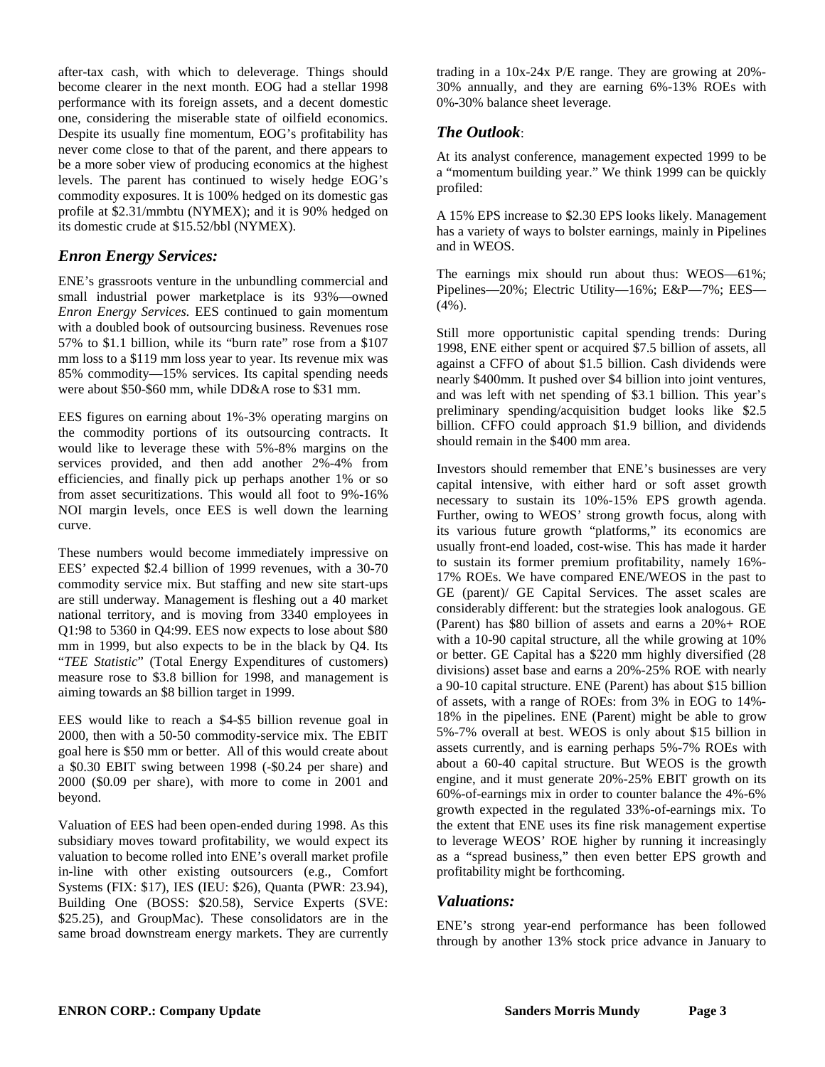after-tax cash, with which to deleverage. Things should become clearer in the next month. EOG had a stellar 1998 performance with its foreign assets, and a decent domestic one, considering the miserable state of oilfield economics. Despite its usually fine momentum, EOG's profitability has never come close to that of the parent, and there appears to be a more sober view of producing economics at the highest levels. The parent has continued to wisely hedge EOG's commodity exposures. It is 100% hedged on its domestic gas profile at $2.31/mmbtu (NYMEX); and it is 90% hedged on its domestic crude at $15.52/bbl (NYMEX).

## *Enron Energy Services:*

ENE's grassroots venture in the unbundling commercial and small industrial power marketplace is its 93%—owned *Enron Energy Services*. EES continued to gain momentum with a doubled book of outsourcing business. Revenues rose 57% to $1.1 billion, while its "burn rate" rose from a $107 mm loss to a $119 mm loss year to year. Its revenue mix was 85% commodity—15% services. Its capital spending needs were about $50-$60 mm, while DD&A rose to $31 mm.

EES figures on earning about 1%-3% operating margins on the commodity portions of its outsourcing contracts. It would like to leverage these with 5%-8% margins on the services provided, and then add another 2%-4% from efficiencies, and finally pick up perhaps another 1% or so from asset securitizations. This would all foot to 9%-16% NOI margin levels, once EES is well down the learning curve.

These numbers would become immediately impressive on EES' expected $2.4 billion of 1999 revenues, with a 30-70 commodity service mix. But staffing and new site start-ups are still underway. Management is fleshing out a 40 market national territory, and is moving from 3340 employees in Q1:98 to 5360 in Q4:99. EES now expects to lose about $80 mm in 1999, but also expects to be in the black by Q4. Its "*TEE Statistic*" (Total Energy Expenditures of customers) measure rose to $3.8 billion for 1998, and management is aiming towards an $8 billion target in 1999.

EES would like to reach a $4-$5 billion revenue goal in 2000, then with a 50-50 commodity-service mix. The EBIT goal here is $50 mm or better. All of this would create about a $0.30 EBIT swing between 1998 (-$0.24 per share) and 2000 ($0.09 per share), with more to come in 2001 and beyond.

Valuation of EES had been open-ended during 1998. As this subsidiary moves toward profitability, we would expect its valuation to become rolled into ENE's overall market profile in-line with other existing outsourcers (e.g., Comfort Systems (FIX: $17), IES (IEU: $26), Quanta (PWR: 23.94), Building One (BOSS: $20.58), Service Experts (SVE: $25.25), and GroupMac). These consolidators are in the same broad downstream energy markets. They are currently trading in a 10x-24x P/E range. They are growing at 20%-30% annually, and they are earning 6%-13% ROEs with 0%-30% balance sheet leverage.

## *The Outlook*:

At its analyst conference, management expected 1999 to be a "momentum building year." We think 1999 can be quickly profiled:

A 15% EPS increase to $2.30 EPS looks likely. Management has a variety of ways to bolster earnings, mainly in Pipelines and in WEOS.

The earnings mix should run about thus: WEOS—61%; Pipelines—20%; Electric Utility—16%; E&P—7%; EES—(4%).

Still more opportunistic capital spending trends: During 1998, ENE either spent or acquired $7.5 billion of assets, all against a CFFO of about $1.5 billion. Cash dividends were nearly $400mm. It pushed over $4 billion into joint ventures, and was left with net spending of $3.1 billion. This year's preliminary spending/acquisition budget looks like $2.5 billion. CFFO could approach $1.9 billion, and dividends should remain in the $400 mm area.

Investors should remember that ENE's businesses are very capital intensive, with either hard or soft asset growth necessary to sustain its 10%-15% EPS growth agenda. Further, owing to WEOS' strong growth focus, along with its various future growth "platforms," its economics are usually front-end loaded, cost-wise. This has made it harder to sustain its former premium profitability, namely 16%-17% ROEs. We have compared ENE/WEOS in the past to GE (parent)/ GE Capital Services. The asset scales are considerably different: but the strategies look analogous. GE (Parent) has $80 billion of assets and earns a 20%+ ROE with a 10-90 capital structure, all the while growing at 10% or better. GE Capital has a $220 mm highly diversified (28 divisions) asset base and earns a 20%-25% ROE with nearly a 90-10 capital structure. ENE (Parent) has about $15 billion of assets, with a range of ROEs: from 3% in EOG to 14%-18% in the pipelines. ENE (Parent) might be able to grow 5%-7% overall at best. WEOS is only about $15 billion in assets currently, and is earning perhaps 5%-7% ROEs with about a 60-40 capital structure. But WEOS is the growth engine, and it must generate 20%-25% EBIT growth on its 60%-of-earnings mix in order to counter balance the 4%-6% growth expected in the regulated 33%-of-earnings mix. To the extent that ENE uses its fine risk management expertise to leverage WEOS' ROE higher by running it increasingly as a "spread business," then even better EPS growth and profitability might be forthcoming.

## *Valuations:*

ENE's strong year-end performance has been followed through by another 13% stock price advance in January to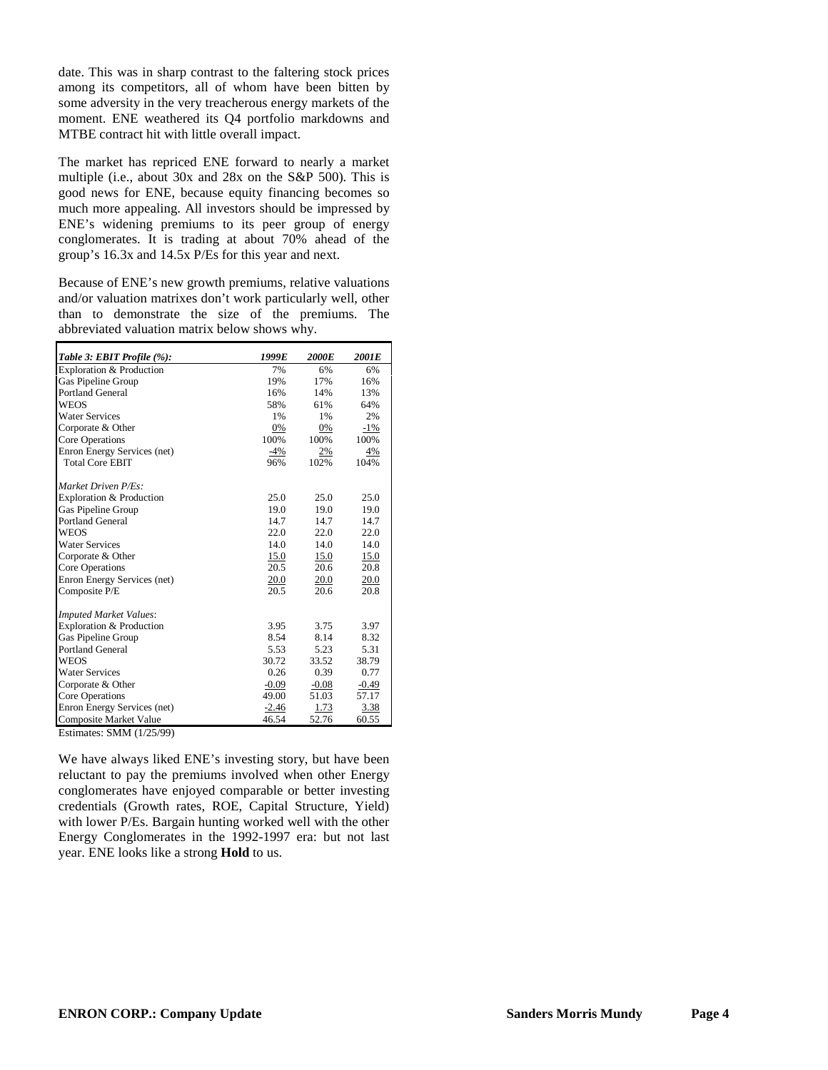date. This was in sharp contrast to the faltering stock prices among its competitors, all of whom have been bitten by some adversity in the very treacherous energy markets of the moment. ENE weathered its Q4 portfolio markdowns and MTBE contract hit with little overall impact.

The market has repriced ENE forward to nearly a market multiple (i.e., about 30x and 28x on the S&P 500). This is good news for ENE, because equity financing becomes so much more appealing. All investors should be impressed by ENE's widening premiums to its peer group of energy conglomerates. It is trading at about 70% ahead of the group's 16.3x and 14.5x P/Es for this year and next.

Because of ENE's new growth premiums, relative valuations and/or valuation matrixes don't work particularly well, other than to demonstrate the size of the premiums. The abbreviated valuation matrix below shows why.

| *Table 3: EBIT Profile (%):* | *1999E* | *2000E* | *2001E* |
|---|---|---|---|
| Exploration & Production | 7% | 6% | 6% |
| Gas Pipeline Group | 19% | 17% | 16% |
| Portland General | 16% | 14% | 13% |
| WEOS | 58% | 61% | 64% |
| Water Services | 1% | 1% | 2% |
| Corporate & Other | 0% | 0% | -1% |
| Core Operations | 100% | 100% | 100% |
| Enron Energy Services (net) | -4% | 2% | 4% |
| Total Core EBIT | 96% | 102% | 104% |
| | | | |
| *Market Driven P/Es:* | | | |
| Exploration & Production | 25.0 | 25.0 | 25.0 |
| Gas Pipeline Group | 19.0 | 19.0 | 19.0 |
| Portland General | 14.7 | 14.7 | 14.7 |
| WEOS | 22.0 | 22.0 | 22.0 |
| Water Services | 14.0 | 14.0 | 14.0 |
| Corporate & Other | 15.0 | 15.0 | 15.0 |
| Core Operations | 20.5 | 20.6 | 20.8 |
| Enron Energy Services (net) | 20.0 | 20.0 | 20.0 |
| Composite P/E | 20.5 | 20.6 | 20.8 |
| | | | |
| *Imputed Market Values:* | | | |
| Exploration & Production | 3.95 | 3.75 | 3.97 |
| Gas Pipeline Group | 8.54 | 8.14 | 8.32 |
| Portland General | 5.53 | 5.23 | 5.31 |
| WEOS | 30.72 | 33.52 | 38.79 |
| Water Services | 0.26 | 0.39 | 0.77 |
| Corporate & Other | -0.09 | -0.08 | -0.49 |
| Core Operations | 49.00 | 51.03 | 57.17 |
| Enron Energy Services (net) | -2.46 | 1.73 | 3.38 |
| Composite Market Value | 46.54 | 52.76 | 60.55 |

Estimates: SMM (1/25/99)

We have always liked ENE's investing story, but have been reluctant to pay the premiums involved when other Energy conglomerates have enjoyed comparable or better investing credentials (Growth rates, ROE, Capital Structure, Yield) with lower P/Es. Bargain hunting worked well with the other Energy Conglomerates in the 1992-1997 era: but not last year. ENE looks like a strong **Hold** to us.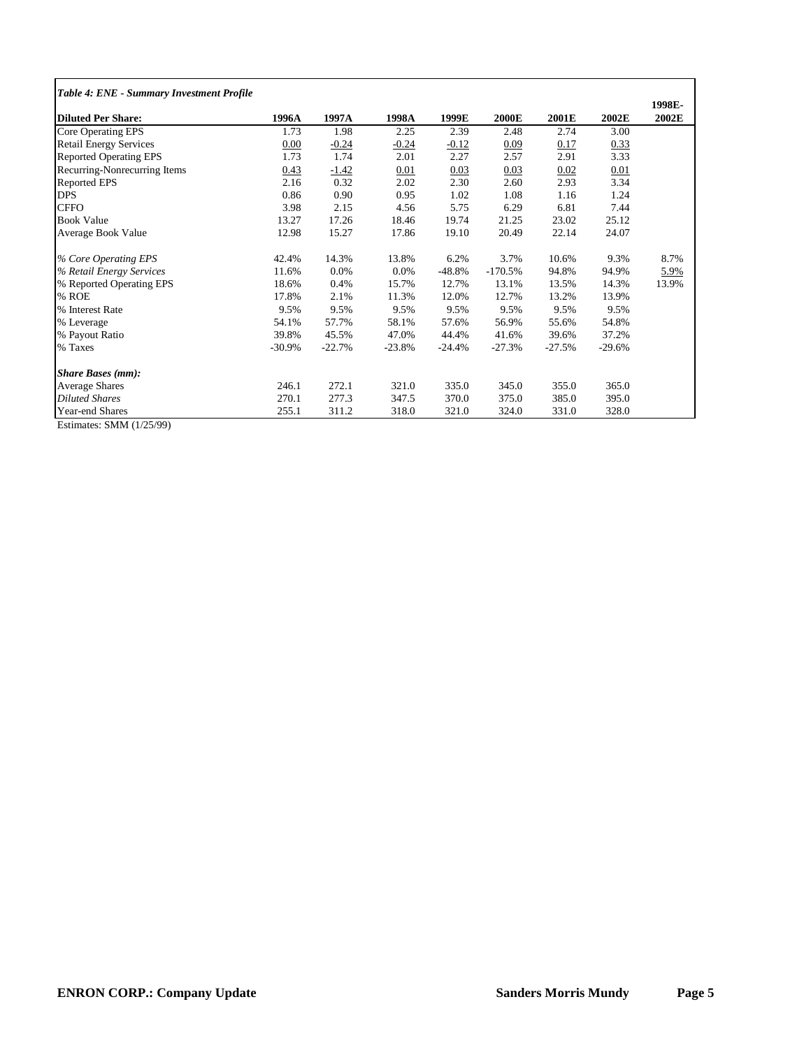*Table 4: ENE - Summary Investment Profile*

| Diluted Per Share: | 1996A | 1997A | 1998A | 1999E | 2000E | 2001E | 2002E | 1998E-2002E |
|---|---|---|---|---|---|---|---|---|
| Core Operating EPS | 1.73 | 1.98 | 2.25 | 2.39 | 2.48 | 2.74 | 3.00 | |
| Retail Energy Services | 0.00 | -0.24 | -0.24 | -0.12 | 0.09 | 0.17 | 0.33 | |
| Reported Operating EPS | 1.73 | 1.74 | 2.01 | 2.27 | 2.57 | 2.91 | 3.33 | |
| Recurring-Nonrecurring Items | 0.43 | -1.42 | 0.01 | 0.03 | 0.03 | 0.02 | 0.01 | |
| Reported EPS | 2.16 | 0.32 | 2.02 | 2.30 | 2.60 | 2.93 | 3.34 | |
| DPS | 0.86 | 0.90 | 0.95 | 1.02 | 1.08 | 1.16 | 1.24 | |
| CFFO | 3.98 | 2.15 | 4.56 | 5.75 | 6.29 | 6.81 | 7.44 | |
| Book Value | 13.27 | 17.26 | 18.46 | 19.74 | 21.25 | 23.02 | 25.12 | |
| Average Book Value | 12.98 | 15.27 | 17.86 | 19.10 | 20.49 | 22.14 | 24.07 | |
| *% Core Operating EPS* | 42.4% | 14.3% | 13.8% | 6.2% | 3.7% | 10.6% | 9.3% | 8.7% |
| *% Retail Energy Services* | 11.6% | 0.0% | 0.0% | -48.8% | -170.5% | 94.8% | 94.9% | 5.9% |
| % Reported Operating EPS | 18.6% | 0.4% | 15.7% | 12.7% | 13.1% | 13.5% | 14.3% | 13.9% |
| % ROE | 17.8% | 2.1% | 11.3% | 12.0% | 12.7% | 13.2% | 13.9% | |
| % Interest Rate | 9.5% | 9.5% | 9.5% | 9.5% | 9.5% | 9.5% | 9.5% | |
| % Leverage | 54.1% | 57.7% | 58.1% | 57.6% | 56.9% | 55.6% | 54.8% | |
| % Payout Ratio | 39.8% | 45.5% | 47.0% | 44.4% | 41.6% | 39.6% | 37.2% | |
| % Taxes | -30.9% | -22.7% | -23.8% | -24.4% | -27.3% | -27.5% | -29.6% | |
| ***Share Bases (mm):*** | | | | | | | | |
| Average Shares | 246.1 | 272.1 | 321.0 | 335.0 | 345.0 | 355.0 | 365.0 | |
| *Diluted Shares* | 270.1 | 277.3 | 347.5 | 370.0 | 375.0 | 385.0 | 395.0 | |
| Year-end Shares | 255.1 | 311.2 | 318.0 | 321.0 | 324.0 | 331.0 | 328.0 | |

Estimates: SMM (1/25/99)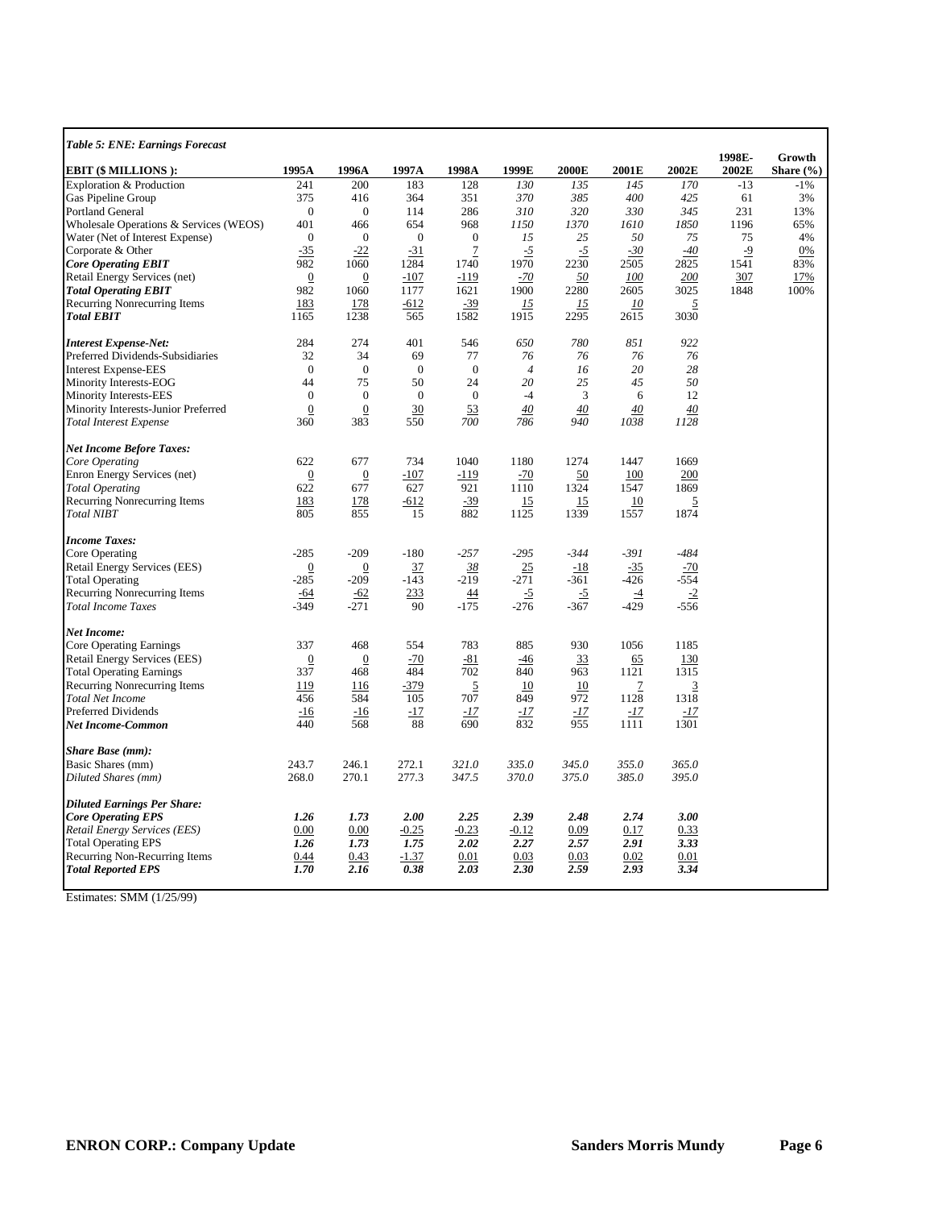***Table 5: ENE: Earnings Forecast***

| **EBIT ($ MILLIONS ):** | **1995A** | **1996A** | **1997A** | **1998A** | **1999E** | **2000E** | **2001E** | **2002E** | **1998E-2002E** | **Growth Share (%)** |
|---|---|---|---|---|---|---|---|---|---|---|
| Exploration & Production | 241 | 200 | 183 | 128 | *130* | *135* | *145* | *170* | -13 | -1% |
| Gas Pipeline Group | 375 | 416 | 364 | 351 | *370* | *385* | *400* | *425* | 61 | 3% |
| Portland General | 0 | 0 | 114 | 286 | *310* | *320* | *330* | *345* | 231 | 13% |
| Wholesale Operations & Services (WEOS) | 401 | 466 | 654 | 968 | *1150* | *1370* | *1610* | *1850* | 1196 | 65% |
| Water (Net of Interest Expense) | 0 | 0 | 0 | 0 | *15* | *25* | *50* | *75* | 75 | 4% |
| Corporate & Other | -35 | -22 | -31 | 7 | *-5* | *-5* | *-30* | *-40* | -9 | 0% |
| ***Core Operating EBIT*** | 982 | 1060 | 1284 | 1740 | 1970 | 2230 | 2505 | 2825 | 1541 | 83% |
| Retail Energy Services (net) | 0 | 0 | -107 | -119 | *-70* | *50* | *100* | *200* | 307 | 17% |
| ***Total Operating EBIT*** | 982 | 1060 | 1177 | 1621 | 1900 | 2280 | 2605 | 3025 | 1848 | 100% |
| Recurring Nonrecurring Items | 183 | 178 | -612 | -39 | *15* | *15* | *10* | *5* | | |
| ***Total EBIT*** | 1165 | 1238 | 565 | 1582 | 1915 | 2295 | 2615 | 3030 | | |
| | | | | | | | | | | |
| ***Interest Expense-Net:*** | 284 | 274 | 401 | 546 | *650* | *780* | *851* | *922* | | |
| Preferred Dividends-Subsidiaries | 32 | 34 | 69 | 77 | 76 | 76 | 76 | 76 | | |
| Interest Expense-EES | 0 | 0 | 0 | 0 | *4* | *16* | *20* | *28* | | |
| Minority Interests-EOG | 44 | 75 | 50 | 24 | *20* | *25* | *45* | *50* | | |
| Minority Interests-EES | 0 | 0 | 0 | 0 | -4 | 3 | 6 | 12 | | |
| Minority Interests-Junior Preferred | 0 | 0 | 30 | 53 | *40* | *40* | *40* | *40* | | |
| *Total Interest Expense* | 360 | 383 | 550 | *700* | *786* | *940* | *1038* | *1128* | | |
| | | | | | | | | | | |
| ***Net Income Before Taxes:*** | | | | | | | | | | |
| *Core Operating* | 622 | 677 | 734 | 1040 | 1180 | 1274 | 1447 | 1669 | | |
| Enron Energy Services (net) | 0 | 0 | -107 | -119 | -70 | 50 | 100 | 200 | | |
| *Total Operating* | 622 | 677 | 627 | 921 | 1110 | 1324 | 1547 | 1869 | | |
| Recurring Nonrecurring Items | 183 | 178 | -612 | -39 | 15 | 15 | 10 | 5 | | |
| *Total NIBT* | 805 | 855 | 15 | 882 | 1125 | 1339 | 1557 | 1874 | | |
| | | | | | | | | | | |
| ***Income Taxes:*** | | | | | | | | | | |
| Core Operating | -285 | -209 | -180 | *-257* | *-295* | *-344* | *-391* | *-484* | | |
| Retail Energy Services (EES) | 0 | 0 | 37 | *38* | 25 | -18 | -35 | -70 | | |
| Total Operating | -285 | -209 | -143 | -219 | -271 | -361 | -426 | -554 | | |
| Recurring Nonrecurring Items | -64 | -62 | 233 | 44 | -5 | -5 | -4 | -2 | | |
| *Total Income Taxes* | -349 | -271 | 90 | -175 | -276 | -367 | -429 | -556 | | |
| | | | | | | | | | | |
| ***Net Income:*** | | | | | | | | | | |
| Core Operating Earnings | 337 | 468 | 554 | 783 | 885 | 930 | 1056 | 1185 | | |
| Retail Energy Services (EES) | 0 | 0 | -70 | -81 | -46 | 33 | 65 | 130 | | |
| Total Operating Earnings | 337 | 468 | 484 | 702 | 840 | 963 | 1121 | 1315 | | |
| Recurring Nonrecurring Items | 119 | 116 | -379 | 5 | 10 | 10 | 7 | 3 | | |
| *Total Net Income* | 456 | 584 | 105 | 707 | 849 | 972 | 1128 | 1318 | | |
| Preferred Dividends | -16 | -16 | -17 | *-17* | *-17* | *-17* | *-17* | *-17* | | |
| ***Net Income-Common*** | 440 | 568 | 88 | 690 | 832 | 955 | 1111 | 1301 | | |
| | | | | | | | | | | |
| ***Share Base (mm):*** | | | | | | | | | | |
| Basic Shares (mm) | 243.7 | 246.1 | 272.1 | *321.0* | *335.0* | *345.0* | *355.0* | *365.0* | | |
| *Diluted Shares (mm)* | 268.0 | 270.1 | 277.3 | *347.5* | *370.0* | *375.0* | *385.0* | *395.0* | | |
| | | | | | | | | | | |
| ***Diluted Earnings Per Share:*** | | | | | | | | | | |
| ***Core Operating EPS*** | ***1.26*** | ***1.73*** | ***2.00*** | ***2.25*** | ***2.39*** | ***2.48*** | ***2.74*** | ***3.00*** | | |
| *Retail Energy Services (EES)* | 0.00 | 0.00 | -0.25 | -0.23 | -0.12 | 0.09 | 0.17 | 0.33 | | |
| Total Operating EPS | ***1.26*** | ***1.73*** | ***1.75*** | ***2.02*** | ***2.27*** | ***2.57*** | ***2.91*** | ***3.33*** | | |
| Recurring Non-Recurring Items | 0.44 | 0.43 | -1.37 | 0.01 | 0.03 | 0.03 | 0.02 | 0.01 | | |
| ***Total Reported EPS*** | ***1.70*** | ***2.16*** | ***0.38*** | ***2.03*** | ***2.30*** | ***2.59*** | ***2.93*** | ***3.34*** | | |

Estimates: SMM (1/25/99)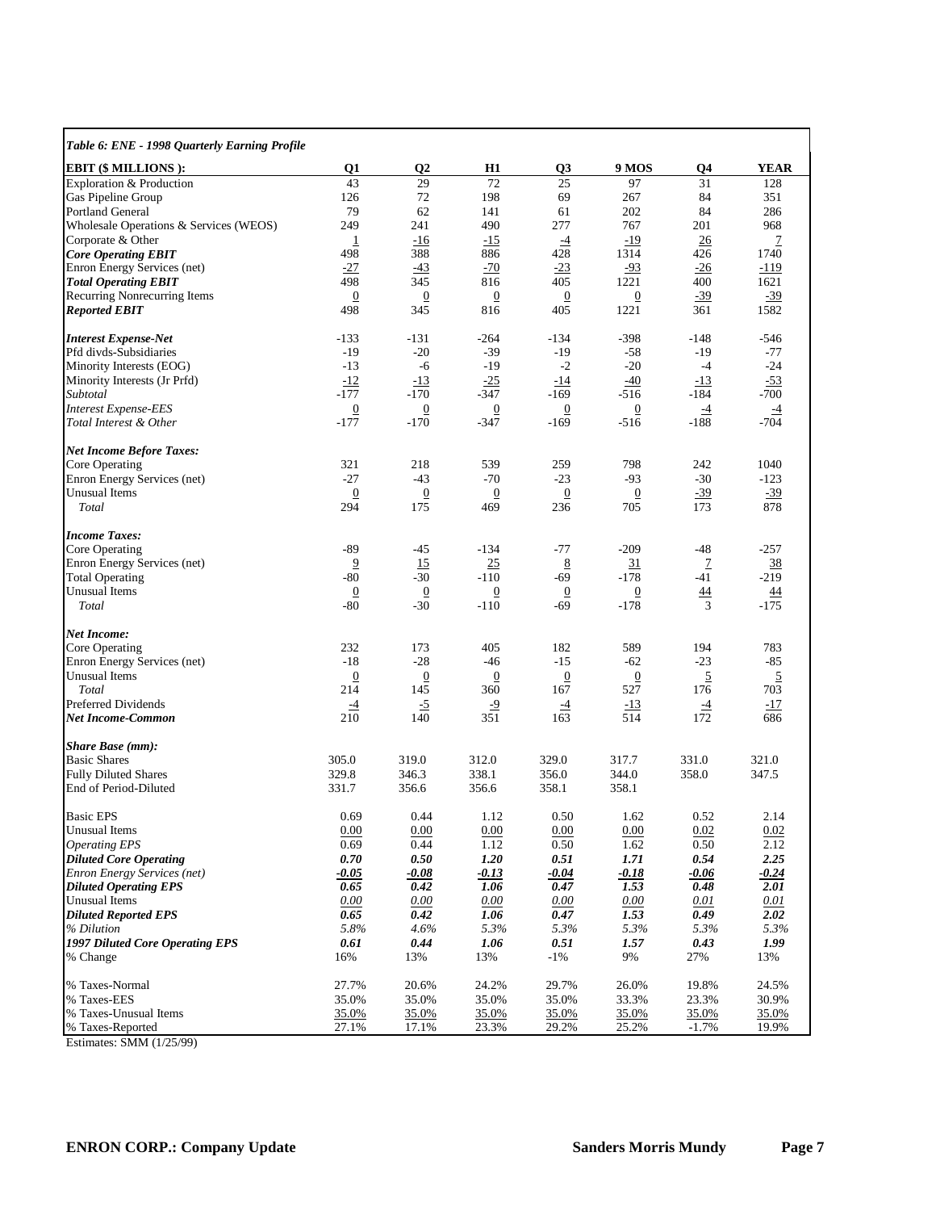*Table 6: ENE - 1998 Quarterly Earning Profile*

| **EBIT ($ MILLIONS ):** | **Q1** | **Q2** | **H1** | **Q3** | **9 MOS** | **Q4** | **YEAR** |
|---|---|---|---|---|---|---|---|
| Exploration & Production | 43 | 29 | 72 | 25 | 97 | 31 | 128 |
| Gas Pipeline Group | 126 | 72 | 198 | 69 | 267 | 84 | 351 |
| Portland General | 79 | 62 | 141 | 61 | 202 | 84 | 286 |
| Wholesale Operations & Services (WEOS) | 249 | 241 | 490 | 277 | 767 | 201 | 968 |
| Corporate & Other | 1 | -16 | -15 | -4 | -19 | 26 | 7 |
| ***Core Operating EBIT*** | 498 | 388 | 886 | 428 | 1314 | 426 | 1740 |
| Enron Energy Services (net) | -27 | -43 | -70 | -23 | -93 | -26 | -119 |
| ***Total Operating EBIT*** | 498 | 345 | 816 | 405 | 1221 | 400 | 1621 |
| Recurring Nonrecurring Items | 0 | 0 | 0 | 0 | 0 | -39 | -39 |
| ***Reported EBIT*** | 498 | 345 | 816 | 405 | 1221 | 361 | 1582 |
| | | | | | | | |
| ***Interest Expense-Net*** | -133 | -131 | -264 | -134 | -398 | -148 | -546 |
| Pfd divds-Subsidiaries | -19 | -20 | -39 | -19 | -58 | -19 | -77 |
| Minority Interests (EOG) | -13 | -6 | -19 | -2 | -20 | -4 | -24 |
| Minority Interests (Jr Prfd) | -12 | -13 | -25 | -14 | -40 | -13 | -53 |
| *Subtotal* | -177 | -170 | -347 | -169 | -516 | -184 | -700 |
| *Interest Expense-EES* | 0 | 0 | 0 | 0 | 0 | -4 | -4 |
| *Total Interest & Other* | -177 | -170 | -347 | -169 | -516 | -188 | -704 |
| | | | | | | | |
| ***Net Income Before Taxes:*** | | | | | | | |
| Core Operating | 321 | 218 | 539 | 259 | 798 | 242 | 1040 |
| Enron Energy Services (net) | -27 | -43 | -70 | -23 | -93 | -30 | -123 |
| Unusual Items | 0 | 0 | 0 | 0 | 0 | -39 | -39 |
| *Total* | 294 | 175 | 469 | 236 | 705 | 173 | 878 |
| | | | | | | | |
| ***Income Taxes:*** | | | | | | | |
| Core Operating | -89 | -45 | -134 | -77 | -209 | -48 | -257 |
| Enron Energy Services (net) | 9 | 15 | 25 | 8 | 31 | 7 | 38 |
| Total Operating | -80 | -30 | -110 | -69 | -178 | -41 | -219 |
| Unusual Items | 0 | 0 | 0 | 0 | 0 | 44 | 44 |
| *Total* | -80 | -30 | -110 | -69 | -178 | 3 | -175 |
| | | | | | | | |
| ***Net Income:*** | | | | | | | |
| Core Operating | 232 | 173 | 405 | 182 | 589 | 194 | 783 |
| Enron Energy Services (net) | -18 | -28 | -46 | -15 | -62 | -23 | -85 |
| Unusual Items | 0 | 0 | 0 | 0 | 0 | 5 | 5 |
| *Total* | 214 | 145 | 360 | 167 | 527 | 176 | 703 |
| Preferred Dividends | -4 | -5 | -9 | -4 | -13 | -4 | -17 |
| ***Net Income-Common*** | 210 | 140 | 351 | 163 | 514 | 172 | 686 |
| | | | | | | | |
| ***Share Base (mm):*** | | | | | | | |
| Basic Shares | 305.0 | 319.0 | 312.0 | 329.0 | 317.7 | 331.0 | 321.0 |
| Fully Diluted Shares | 329.8 | 346.3 | 338.1 | 356.0 | 344.0 | 358.0 | 347.5 |
| End of Period-Diluted | 331.7 | 356.6 | 356.6 | 358.1 | 358.1 | | |
| | | | | | | | |
| Basic EPS | 0.69 | 0.44 | 1.12 | 0.50 | 1.62 | 0.52 | 2.14 |
| Unusual Items | 0.00 | 0.00 | 0.00 | 0.00 | 0.00 | 0.02 | 0.02 |
| *Operating EPS* | 0.69 | 0.44 | 1.12 | 0.50 | 1.62 | 0.50 | 2.12 |
| ***Diluted Core Operating*** | ***0.70*** | ***0.50*** | ***1.20*** | ***0.51*** | ***1.71*** | ***0.54*** | ***2.25*** |
| *Enron Energy Services (net)* | ***-0.05*** | ***-0.08*** | ***-0.13*** | ***-0.04*** | ***-0.18*** | ***-0.06*** | ***-0.24*** |
| ***Diluted Operating EPS*** | ***0.65*** | ***0.42*** | ***1.06*** | ***0.47*** | ***1.53*** | ***0.48*** | ***2.01*** |
| Unusual Items | *0.00* | *0.00* | *0.00* | *0.00* | *0.00* | *0.01* | *0.01* |
| ***Diluted Reported EPS*** | ***0.65*** | ***0.42*** | ***1.06*** | ***0.47*** | ***1.53*** | ***0.49*** | ***2.02*** |
| *% Dilution* | *5.8%* | *4.6%* | *5.3%* | *5.3%* | *5.3%* | *5.3%* | *5.3%* |
| ***1997 Diluted Core Operating EPS*** | ***0.61*** | ***0.44*** | ***1.06*** | ***0.51*** | ***1.57*** | ***0.43*** | ***1.99*** |
| % Change | 16% | 13% | 13% | -1% | 9% | 27% | 13% |
| | | | | | | | |
| % Taxes-Normal | 27.7% | 20.6% | 24.2% | 29.7% | 26.0% | 19.8% | 24.5% |
| % Taxes-EES | 35.0% | 35.0% | 35.0% | 35.0% | 33.3% | 23.3% | 30.9% |
| % Taxes-Unusual Items | 35.0% | 35.0% | 35.0% | 35.0% | 35.0% | 35.0% | 35.0% |
| % Taxes-Reported | 27.1% | 17.1% | 23.3% | 29.2% | 25.2% | -1.7% | 19.9% |

Estimates: SMM (1/25/99)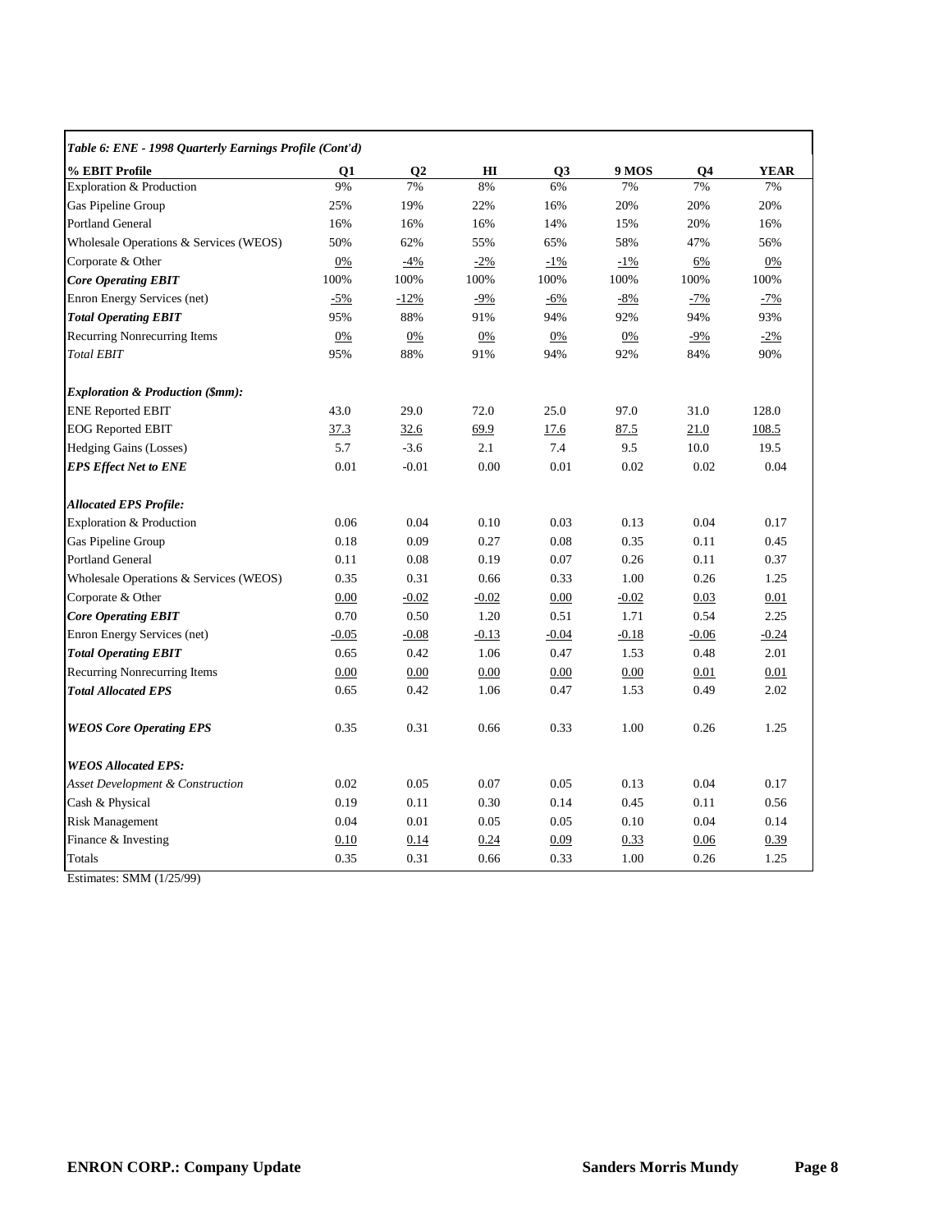| *Table 6: ENE - 1998 Quarterly Earnings Profile (Cont'd)* | | | | | | | |
|---|---|---|---|---|---|---|---|
| **% EBIT Profile** | **Q1** | **Q2** | **HI** | **Q3** | **9 MOS** | **Q4** | **YEAR** |
| Exploration & Production | 9% | 7% | 8% | 6% | 7% | 7% | 7% |
| Gas Pipeline Group | 25% | 19% | 22% | 16% | 20% | 20% | 20% |
| Portland General | 16% | 16% | 16% | 14% | 15% | 20% | 16% |
| Wholesale Operations & Services (WEOS) | 50% | 62% | 55% | 65% | 58% | 47% | 56% |
| Corporate & Other | 0% | -4% | -2% | -1% | -1% | 6% | 0% |
| ***Core Operating EBIT*** | 100% | 100% | 100% | 100% | 100% | 100% | 100% |
| Enron Energy Services (net) | -5% | -12% | -9% | -6% | -8% | -7% | -7% |
| ***Total Operating EBIT*** | 95% | 88% | 91% | 94% | 92% | 94% | 93% |
| Recurring Nonrecurring Items | 0% | 0% | 0% | 0% | 0% | -9% | -2% |
| *Total EBIT* | 95% | 88% | 91% | 94% | 92% | 84% | 90% |
| | | | | | | | |
| ***Exploration & Production ($mm):*** | | | | | | | |
| ENE Reported EBIT | 43.0 | 29.0 | 72.0 | 25.0 | 97.0 | 31.0 | 128.0 |
| EOG Reported EBIT | 37.3 | 32.6 | 69.9 | 17.6 | 87.5 | 21.0 | 108.5 |
| Hedging Gains (Losses) | 5.7 | -3.6 | 2.1 | 7.4 | 9.5 | 10.0 | 19.5 |
| ***EPS Effect Net to ENE*** | 0.01 | -0.01 | 0.00 | 0.01 | 0.02 | 0.02 | 0.04 |
| | | | | | | | |
| ***Allocated EPS Profile:*** | | | | | | | |
| Exploration & Production | 0.06 | 0.04 | 0.10 | 0.03 | 0.13 | 0.04 | 0.17 |
| Gas Pipeline Group | 0.18 | 0.09 | 0.27 | 0.08 | 0.35 | 0.11 | 0.45 |
| Portland General | 0.11 | 0.08 | 0.19 | 0.07 | 0.26 | 0.11 | 0.37 |
| Wholesale Operations & Services (WEOS) | 0.35 | 0.31 | 0.66 | 0.33 | 1.00 | 0.26 | 1.25 |
| Corporate & Other | 0.00 | -0.02 | -0.02 | 0.00 | -0.02 | 0.03 | 0.01 |
| ***Core Operating EBIT*** | 0.70 | 0.50 | 1.20 | 0.51 | 1.71 | 0.54 | 2.25 |
| Enron Energy Services (net) | -0.05 | -0.08 | -0.13 | -0.04 | -0.18 | -0.06 | -0.24 |
| ***Total Operating EBIT*** | 0.65 | 0.42 | 1.06 | 0.47 | 1.53 | 0.48 | 2.01 |
| Recurring Nonrecurring Items | 0.00 | 0.00 | 0.00 | 0.00 | 0.00 | 0.01 | 0.01 |
| ***Total Allocated EPS*** | 0.65 | 0.42 | 1.06 | 0.47 | 1.53 | 0.49 | 2.02 |
| | | | | | | | |
| ***WEOS Core Operating EPS*** | 0.35 | 0.31 | 0.66 | 0.33 | 1.00 | 0.26 | 1.25 |
| | | | | | | | |
| ***WEOS Allocated EPS:*** | | | | | | | |
| *Asset Development & Construction* | 0.02 | 0.05 | 0.07 | 0.05 | 0.13 | 0.04 | 0.17 |
| Cash & Physical | 0.19 | 0.11 | 0.30 | 0.14 | 0.45 | 0.11 | 0.56 |
| Risk Management | 0.04 | 0.01 | 0.05 | 0.05 | 0.10 | 0.04 | 0.14 |
| Finance & Investing | 0.10 | 0.14 | 0.24 | 0.09 | 0.33 | 0.06 | 0.39 |
| Totals | 0.35 | 0.31 | 0.66 | 0.33 | 1.00 | 0.26 | 1.25 |

Estimates: SMM (1/25/99)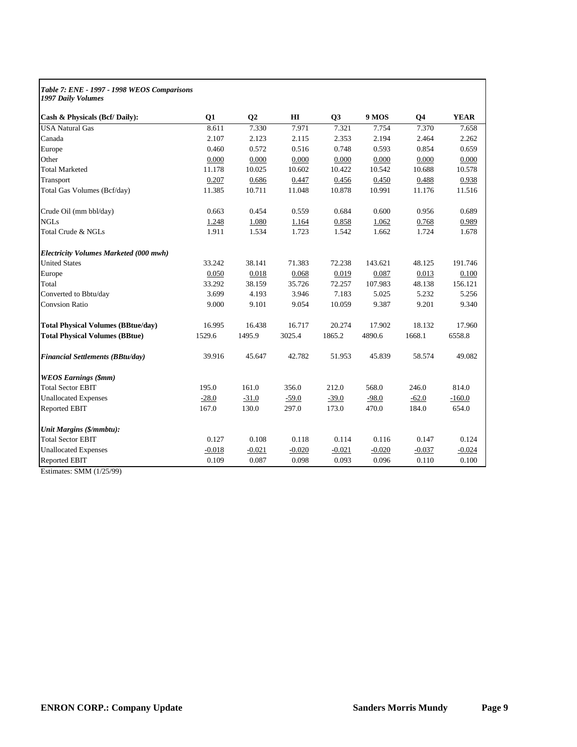***Table 7: ENE - 1997 - 1998 WEOS Comparisons***
***1997 Daily Volumes***

| Cash & Physicals (Bcf/ Daily): | Q1 | Q2 | HI | Q3 | 9 MOS | Q4 | YEAR |
|---|---|---|---|---|---|---|---|
| USA Natural Gas | 8.611 | 7.330 | 7.971 | 7.321 | 7.754 | 7.370 | 7.658 |
| Canada | 2.107 | 2.123 | 2.115 | 2.353 | 2.194 | 2.464 | 2.262 |
| Europe | 0.460 | 0.572 | 0.516 | 0.748 | 0.593 | 0.854 | 0.659 |
| Other | 0.000 | 0.000 | 0.000 | 0.000 | 0.000 | 0.000 | 0.000 |
| Total Marketed | 11.178 | 10.025 | 10.602 | 10.422 | 10.542 | 10.688 | 10.578 |
| Transport | 0.207 | 0.686 | 0.447 | 0.456 | 0.450 | 0.488 | 0.938 |
| Total Gas Volumes (Bcf/day) | 11.385 | 10.711 | 11.048 | 10.878 | 10.991 | 11.176 | 11.516 |
| | | | | | | | |
| Crude Oil (mm bbl/day) | 0.663 | 0.454 | 0.559 | 0.684 | 0.600 | 0.956 | 0.689 |
| NGLs | 1.248 | 1.080 | 1.164 | 0.858 | 1.062 | 0.768 | 0.989 |
| Total Crude & NGLs | 1.911 | 1.534 | 1.723 | 1.542 | 1.662 | 1.724 | 1.678 |
| | | | | | | | |
| ***Electricity Volumes Marketed (000 mwh)*** | | | | | | | |
| United States | 33.242 | 38.141 | 71.383 | 72.238 | 143.621 | 48.125 | 191.746 |
| Europe | 0.050 | 0.018 | 0.068 | 0.019 | 0.087 | 0.013 | 0.100 |
| Total | 33.292 | 38.159 | 35.726 | 72.257 | 107.983 | 48.138 | 156.121 |
| Converted to Bbtu/day | 3.699 | 4.193 | 3.946 | 7.183 | 5.025 | 5.232 | 5.256 |
| Convsion Ratio | 9.000 | 9.101 | 9.054 | 10.059 | 9.387 | 9.201 | 9.340 |
| | | | | | | | |
| **Total Physical Volumes (BBtue/day)** | 16.995 | 16.438 | 16.717 | 20.274 | 17.902 | 18.132 | 17.960 |
| **Total Physical Volumes (BBtue)** | 1529.6 | 1495.9 | 3025.4 | 1865.2 | 4890.6 | 1668.1 | 6558.8 |
| | | | | | | | |
| ***Financial Settlements (BBtu/day)*** | 39.916 | 45.647 | 42.782 | 51.953 | 45.839 | 58.574 | 49.082 |
| | | | | | | | |
| ***WEOS Earnings ($mm)*** | | | | | | | |
| Total Sector EBIT | 195.0 | 161.0 | 356.0 | 212.0 | 568.0 | 246.0 | 814.0 |
| Unallocated Expenses | -28.0 | -31.0 | -59.0 | -39.0 | -98.0 | -62.0 | -160.0 |
| Reported EBIT | 167.0 | 130.0 | 297.0 | 173.0 | 470.0 | 184.0 | 654.0 |
| | | | | | | | |
| ***Unit Margins ($/mmbtu):*** | | | | | | | |
| Total Sector EBIT | 0.127 | 0.108 | 0.118 | 0.114 | 0.116 | 0.147 | 0.124 |
| Unallocated Expenses | -0.018 | -0.021 | -0.020 | -0.021 | -0.020 | -0.037 | -0.024 |
| Reported EBIT | 0.109 | 0.087 | 0.098 | 0.093 | 0.096 | 0.110 | 0.100 |

Estimates: SMM (1/25/99)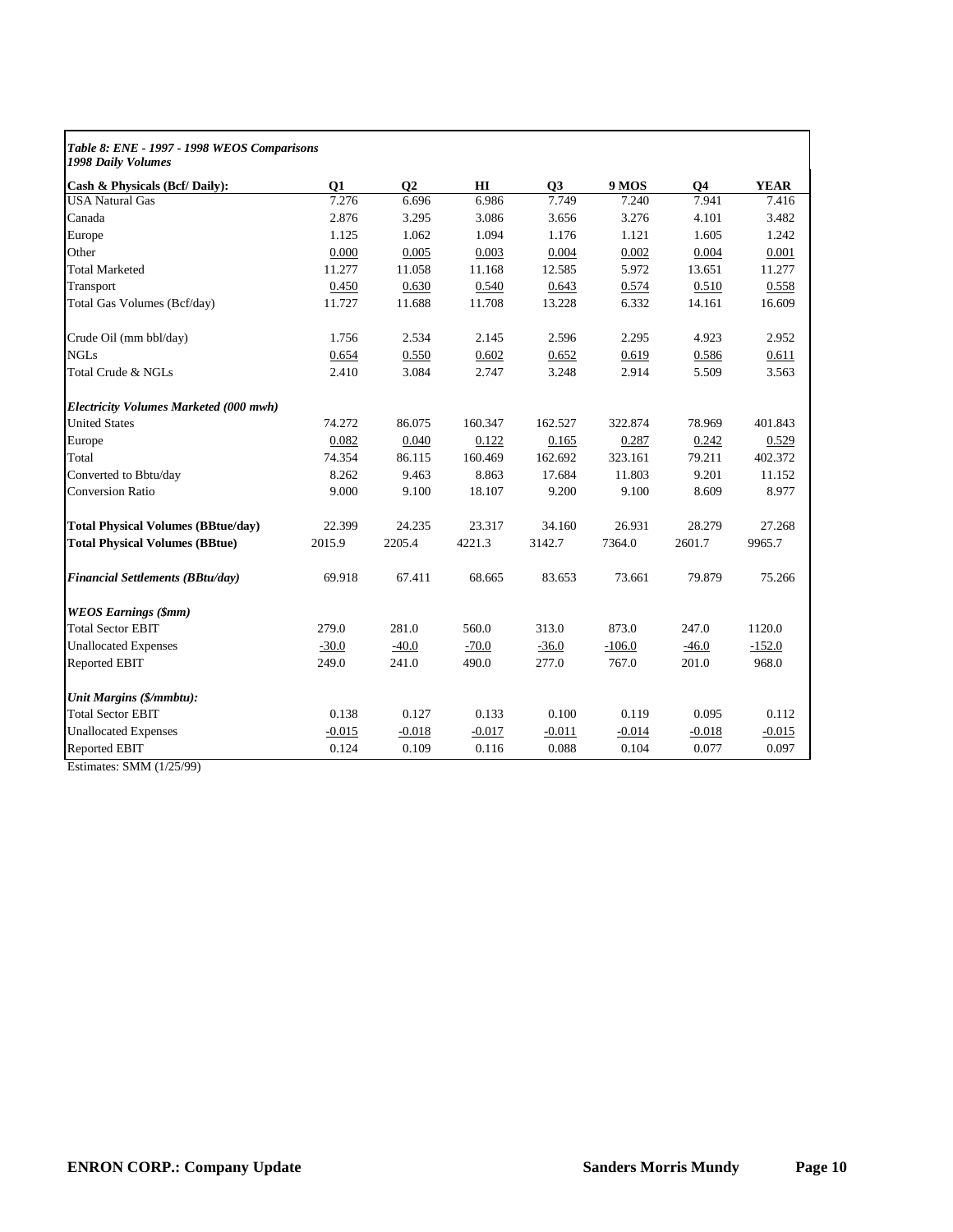***Table 8: ENE - 1997 - 1998 WEOS Comparisons***
***1998 Daily Volumes***

| **Cash & Physicals (Bcf/ Daily):** | **Q1** | **Q2** | **HI** | **Q3** | **9 MOS** | **Q4** | **YEAR** |
|---|---|---|---|---|---|---|---|
| USA Natural Gas | 7.276 | 6.696 | 6.986 | 7.749 | 7.240 | 7.941 | 7.416 |
| Canada | 2.876 | 3.295 | 3.086 | 3.656 | 3.276 | 4.101 | 3.482 |
| Europe | 1.125 | 1.062 | 1.094 | 1.176 | 1.121 | 1.605 | 1.242 |
| Other | 0.000 | 0.005 | 0.003 | 0.004 | 0.002 | 0.004 | 0.001 |
| Total Marketed | 11.277 | 11.058 | 11.168 | 12.585 | 5.972 | 13.651 | 11.277 |
| Transport | 0.450 | 0.630 | 0.540 | 0.643 | 0.574 | 0.510 | 0.558 |
| Total Gas Volumes (Bcf/day) | 11.727 | 11.688 | 11.708 | 13.228 | 6.332 | 14.161 | 16.609 |
| | | | | | | | |
| Crude Oil (mm bbl/day) | 1.756 | 2.534 | 2.145 | 2.596 | 2.295 | 4.923 | 2.952 |
| NGLs | 0.654 | 0.550 | 0.602 | 0.652 | 0.619 | 0.586 | 0.611 |
| Total Crude & NGLs | 2.410 | 3.084 | 2.747 | 3.248 | 2.914 | 5.509 | 3.563 |
| | | | | | | | |
| ***Electricity Volumes Marketed (000 mwh)*** | | | | | | | |
| United States | 74.272 | 86.075 | 160.347 | 162.527 | 322.874 | 78.969 | 401.843 |
| Europe | 0.082 | 0.040 | 0.122 | 0.165 | 0.287 | 0.242 | 0.529 |
| Total | 74.354 | 86.115 | 160.469 | 162.692 | 323.161 | 79.211 | 402.372 |
| Converted to Bbtu/day | 8.262 | 9.463 | 8.863 | 17.684 | 11.803 | 9.201 | 11.152 |
| Conversion Ratio | 9.000 | 9.100 | 18.107 | 9.200 | 9.100 | 8.609 | 8.977 |
| | | | | | | | |
| **Total Physical Volumes (BBtue/day)** | 22.399 | 24.235 | 23.317 | 34.160 | 26.931 | 28.279 | 27.268 |
| **Total Physical Volumes (BBtue)** | 2015.9 | 2205.4 | 4221.3 | 3142.7 | 7364.0 | 2601.7 | 9965.7 |
| | | | | | | | |
| ***Financial Settlements (BBtu/day)*** | 69.918 | 67.411 | 68.665 | 83.653 | 73.661 | 79.879 | 75.266 |
| | | | | | | | |
| ***WEOS Earnings ($mm)*** | | | | | | | |
| Total Sector EBIT | 279.0 | 281.0 | 560.0 | 313.0 | 873.0 | 247.0 | 1120.0 |
| Unallocated Expenses | -30.0 | -40.0 | -70.0 | -36.0 | -106.0 | -46.0 | -152.0 |
| Reported EBIT | 249.0 | 241.0 | 490.0 | 277.0 | 767.0 | 201.0 | 968.0 |
| | | | | | | | |
| ***Unit Margins ($/mmbtu):*** | | | | | | | |
| Total Sector EBIT | 0.138 | 0.127 | 0.133 | 0.100 | 0.119 | 0.095 | 0.112 |
| Unallocated Expenses | -0.015 | -0.018 | -0.017 | -0.011 | -0.014 | -0.018 | -0.015 |
| Reported EBIT | 0.124 | 0.109 | 0.116 | 0.088 | 0.104 | 0.077 | 0.097 |

Estimates: SMM (1/25/99)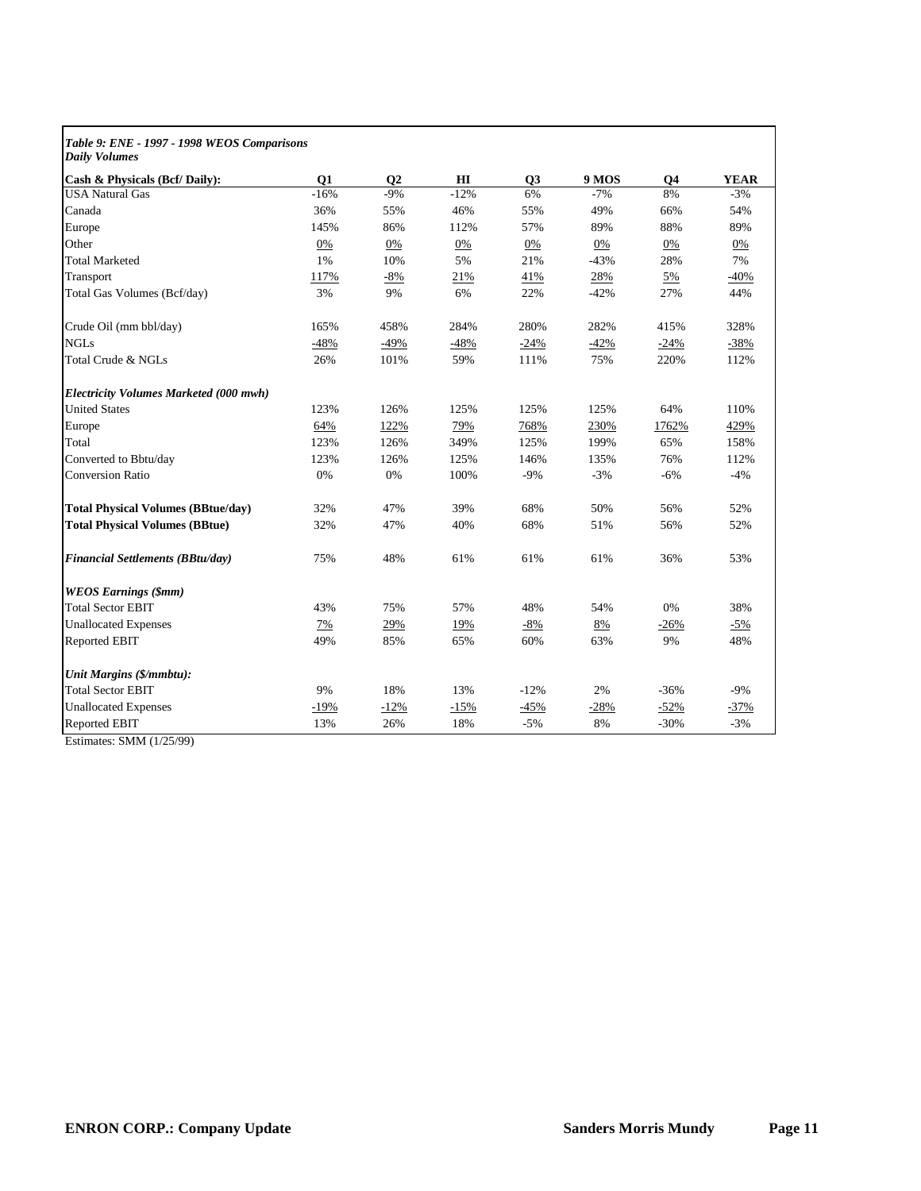***Table 9: ENE - 1997 - 1998 WEOS Comparisons***
***Daily Volumes***

| **Cash & Physicals (Bcf/ Daily):** | **Q1** | **Q2** | **HI** | **Q3** | **9 MOS** | **Q4** | **YEAR** |
|---|---|---|---|---|---|---|---|
| USA Natural Gas | -16% | -9% | -12% | 6% | -7% | 8% | -3% |
| Canada | 36% | 55% | 46% | 55% | 49% | 66% | 54% |
| Europe | 145% | 86% | 112% | 57% | 89% | 88% | 89% |
| Other | 0% | 0% | 0% | 0% | 0% | 0% | 0% |
| Total Marketed | 1% | 10% | 5% | 21% | -43% | 28% | 7% |
| Transport | 117% | -8% | 21% | 41% | 28% | 5% | -40% |
| Total Gas Volumes (Bcf/day) | 3% | 9% | 6% | 22% | -42% | 27% | 44% |
| | | | | | | | |
| Crude Oil (mm bbl/day) | 165% | 458% | 284% | 280% | 282% | 415% | 328% |
| NGLs | -48% | -49% | -48% | -24% | -42% | -24% | -38% |
| Total Crude & NGLs | 26% | 101% | 59% | 111% | 75% | 220% | 112% |
| | | | | | | | |
| ***Electricity Volumes Marketed (000 mwh)*** | | | | | | | |
| United States | 123% | 126% | 125% | 125% | 125% | 64% | 110% |
| Europe | 64% | 122% | 79% | 768% | 230% | 1762% | 429% |
| Total | 123% | 126% | 349% | 125% | 199% | 65% | 158% |
| Converted to Bbtu/day | 123% | 126% | 125% | 146% | 135% | 76% | 112% |
| Conversion Ratio | 0% | 0% | 100% | -9% | -3% | -6% | -4% |
| | | | | | | | |
| **Total Physical Volumes (BBtue/day)** | 32% | 47% | 39% | 68% | 50% | 56% | 52% |
| **Total Physical Volumes (BBtue)** | 32% | 47% | 40% | 68% | 51% | 56% | 52% |
| | | | | | | | |
| ***Financial Settlements (BBtu/day)*** | 75% | 48% | 61% | 61% | 61% | 36% | 53% |
| | | | | | | | |
| ***WEOS Earnings ($mm)*** | | | | | | | |
| Total Sector EBIT | 43% | 75% | 57% | 48% | 54% | 0% | 38% |
| Unallocated Expenses | 7% | 29% | 19% | -8% | 8% | -26% | -5% |
| Reported EBIT | 49% | 85% | 65% | 60% | 63% | 9% | 48% |
| | | | | | | | |
| ***Unit Margins ($/mmbtu):*** | | | | | | | |
| Total Sector EBIT | 9% | 18% | 13% | -12% | 2% | -36% | -9% |
| Unallocated Expenses | -19% | -12% | -15% | -45% | -28% | -52% | -37% |
| Reported EBIT | 13% | 26% | 18% | -5% | 8% | -30% | -3% |

Estimates: SMM (1/25/99)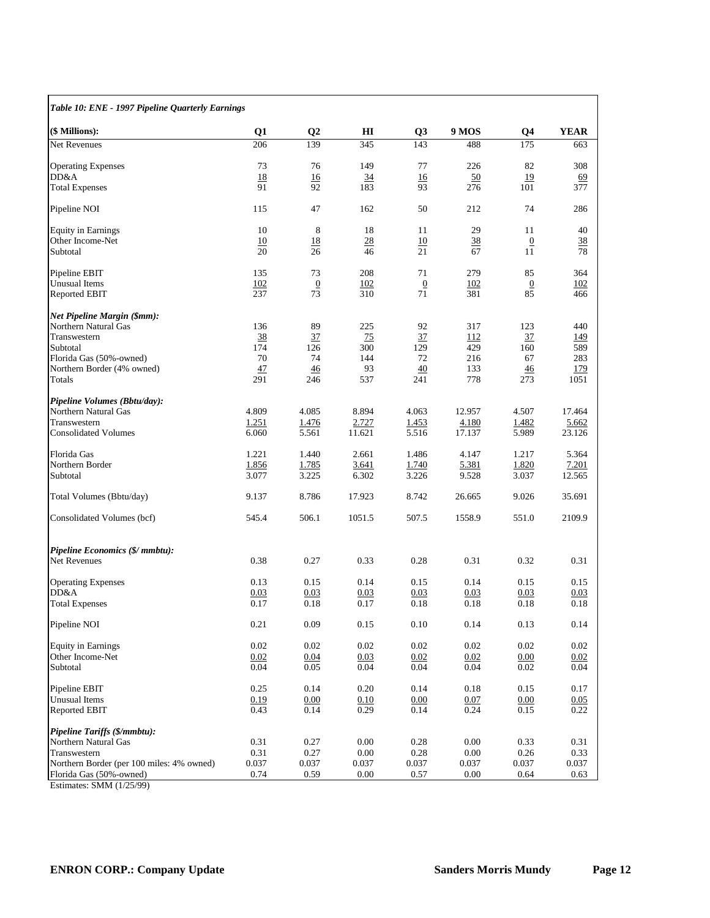*Table 10: ENE - 1997 Pipeline Quarterly Earnings*

| ($ Millions): | Q1 | Q2 | HI | Q3 | 9 MOS | Q4 | YEAR |
|---|---|---|---|---|---|---|---|
| Net Revenues | 206 | 139 | 345 | 143 | 488 | 175 | 663 |
| | | | | | | | |
| Operating Expenses | 73 | 76 | 149 | 77 | 226 | 82 | 308 |
| DD&A | 18 | 16 | 34 | 16 | 50 | 19 | 69 |
| Total Expenses | 91 | 92 | 183 | 93 | 276 | 101 | 377 |
| | | | | | | | |
| Pipeline NOI | 115 | 47 | 162 | 50 | 212 | 74 | 286 |
| | | | | | | | |
| Equity in Earnings | 10 | 8 | 18 | 11 | 29 | 11 | 40 |
| Other Income-Net | 10 | 18 | 28 | 10 | 38 | 0 | 38 |
| Subtotal | 20 | 26 | 46 | 21 | 67 | 11 | 78 |
| | | | | | | | |
| Pipeline EBIT | 135 | 73 | 208 | 71 | 279 | 85 | 364 |
| Unusual Items | 102 | 0 | 102 | 0 | 102 | 0 | 102 |
| Reported EBIT | 237 | 73 | 310 | 71 | 381 | 85 | 466 |
| | | | | | | | |
| ***Net Pipeline Margin ($mm):*** | | | | | | | |
| Northern Natural Gas | 136 | 89 | 225 | 92 | 317 | 123 | 440 |
| Transwestern | 38 | 37 | 75 | 37 | 112 | 37 | 149 |
| Subtotal | 174 | 126 | 300 | 129 | 429 | 160 | 589 |
| Florida Gas (50%-owned) | 70 | 74 | 144 | 72 | 216 | 67 | 283 |
| Northern Border (4% owned) | 47 | 46 | 93 | 40 | 133 | 46 | 179 |
| Totals | 291 | 246 | 537 | 241 | 778 | 273 | 1051 |
| | | | | | | | |
| ***Pipeline Volumes (Bbtu/day):*** | | | | | | | |
| Northern Natural Gas | 4.809 | 4.085 | 8.894 | 4.063 | 12.957 | 4.507 | 17.464 |
| Transwestern | 1.251 | 1.476 | 2.727 | 1.453 | 4.180 | 1.482 | 5.662 |
| Consolidated Volumes | 6.060 | 5.561 | 11.621 | 5.516 | 17.137 | 5.989 | 23.126 |
| | | | | | | | |
| Florida Gas | 1.221 | 1.440 | 2.661 | 1.486 | 4.147 | 1.217 | 5.364 |
| Northern Border | 1.856 | 1.785 | 3.641 | 1.740 | 5.381 | 1.820 | 7.201 |
| Subtotal | 3.077 | 3.225 | 6.302 | 3.226 | 9.528 | 3.037 | 12.565 |
| | | | | | | | |
| Total Volumes (Bbtu/day) | 9.137 | 8.786 | 17.923 | 8.742 | 26.665 | 9.026 | 35.691 |
| | | | | | | | |
| Consolidated Volumes (bcf) | 545.4 | 506.1 | 1051.5 | 507.5 | 1558.9 | 551.0 | 2109.9 |
| | | | | | | | |
| ***Pipeline Economics ($/ mmbtu):*** | | | | | | | |
| Net Revenues | 0.38 | 0.27 | 0.33 | 0.28 | 0.31 | 0.32 | 0.31 |
| | | | | | | | |
| Operating Expenses | 0.13 | 0.15 | 0.14 | 0.15 | 0.14 | 0.15 | 0.15 |
| DD&A | 0.03 | 0.03 | 0.03 | 0.03 | 0.03 | 0.03 | 0.03 |
| Total Expenses | 0.17 | 0.18 | 0.17 | 0.18 | 0.18 | 0.18 | 0.18 |
| | | | | | | | |
| Pipeline NOI | 0.21 | 0.09 | 0.15 | 0.10 | 0.14 | 0.13 | 0.14 |
| | | | | | | | |
| Equity in Earnings | 0.02 | 0.02 | 0.02 | 0.02 | 0.02 | 0.02 | 0.02 |
| Other Income-Net | 0.02 | 0.04 | 0.03 | 0.02 | 0.02 | 0.00 | 0.02 |
| Subtotal | 0.04 | 0.05 | 0.04 | 0.04 | 0.04 | 0.02 | 0.04 |
| | | | | | | | |
| Pipeline EBIT | 0.25 | 0.14 | 0.20 | 0.14 | 0.18 | 0.15 | 0.17 |
| Unusual Items | 0.19 | 0.00 | 0.10 | 0.00 | 0.07 | 0.00 | 0.05 |
| Reported EBIT | 0.43 | 0.14 | 0.29 | 0.14 | 0.24 | 0.15 | 0.22 |
| | | | | | | | |
| ***Pipeline Tariffs ($/mmbtu):*** | | | | | | | |
| Northern Natural Gas | 0.31 | 0.27 | 0.00 | 0.28 | 0.00 | 0.33 | 0.31 |
| Transwestern | 0.31 | 0.27 | 0.00 | 0.28 | 0.00 | 0.26 | 0.33 |
| Northern Border (per 100 miles: 4% owned) | 0.037 | 0.037 | 0.037 | 0.037 | 0.037 | 0.037 | 0.037 |
| Florida Gas (50%-owned) | 0.74 | 0.59 | 0.00 | 0.57 | 0.00 | 0.64 | 0.63 |

Estimates: SMM (1/25/99)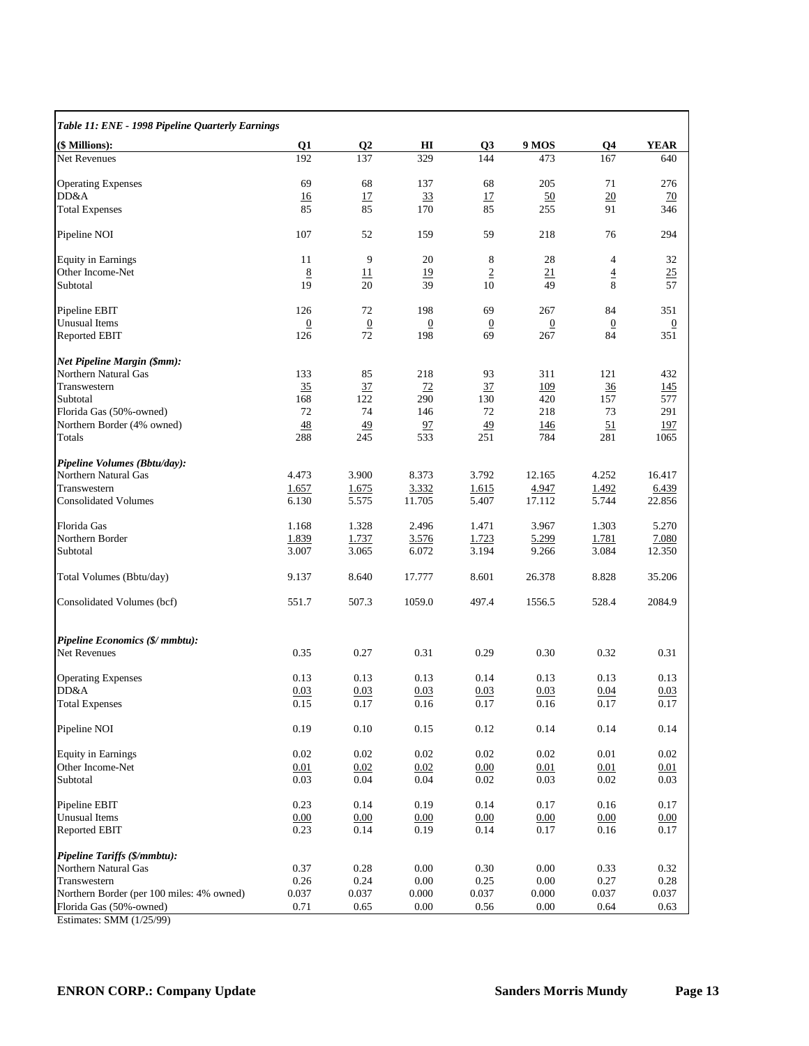***Table 11: ENE - 1998 Pipeline Quarterly Earnings***

| ($ Millions): | Q1 | Q2 | HI | Q3 | 9 MOS | Q4 | YEAR |
|---|---|---|---|---|---|---|---|
| Net Revenues | 192 | 137 | 329 | 144 | 473 | 167 | 640 |
| | | | | | | | |
| Operating Expenses | 69 | 68 | 137 | 68 | 205 | 71 | 276 |
| DD&A | 16 | 17 | 33 | 17 | 50 | 20 | 70 |
| Total Expenses | 85 | 85 | 170 | 85 | 255 | 91 | 346 |
| | | | | | | | |
| Pipeline NOI | 107 | 52 | 159 | 59 | 218 | 76 | 294 |
| | | | | | | | |
| Equity in Earnings | 11 | 9 | 20 | 8 | 28 | 4 | 32 |
| Other Income-Net | 8 | 11 | 19 | 2 | 21 | 4 | 25 |
| Subtotal | 19 | 20 | 39 | 10 | 49 | 8 | 57 |
| | | | | | | | |
| Pipeline EBIT | 126 | 72 | 198 | 69 | 267 | 84 | 351 |
| Unusual Items | 0 | 0 | 0 | 0 | 0 | 0 | 0 |
| Reported EBIT | 126 | 72 | 198 | 69 | 267 | 84 | 351 |
| | | | | | | | |
| ***Net Pipeline Margin ($mm):*** | | | | | | | |
| Northern Natural Gas | 133 | 85 | 218 | 93 | 311 | 121 | 432 |
| Transwestern | 35 | 37 | 72 | 37 | 109 | 36 | 145 |
| Subtotal | 168 | 122 | 290 | 130 | 420 | 157 | 577 |
| Florida Gas (50%-owned) | 72 | 74 | 146 | 72 | 218 | 73 | 291 |
| Northern Border (4% owned) | 48 | 49 | 97 | 49 | 146 | 51 | 197 |
| Totals | 288 | 245 | 533 | 251 | 784 | 281 | 1065 |
| | | | | | | | |
| ***Pipeline Volumes (Bbtu/day):*** | | | | | | | |
| Northern Natural Gas | 4.473 | 3.900 | 8.373 | 3.792 | 12.165 | 4.252 | 16.417 |
| Transwestern | 1.657 | 1.675 | 3.332 | 1.615 | 4.947 | 1.492 | 6.439 |
| Consolidated Volumes | 6.130 | 5.575 | 11.705 | 5.407 | 17.112 | 5.744 | 22.856 |
| | | | | | | | |
| Florida Gas | 1.168 | 1.328 | 2.496 | 1.471 | 3.967 | 1.303 | 5.270 |
| Northern Border | 1.839 | 1.737 | 3.576 | 1.723 | 5.299 | 1.781 | 7.080 |
| Subtotal | 3.007 | 3.065 | 6.072 | 3.194 | 9.266 | 3.084 | 12.350 |
| | | | | | | | |
| Total Volumes (Bbtu/day) | 9.137 | 8.640 | 17.777 | 8.601 | 26.378 | 8.828 | 35.206 |
| | | | | | | | |
| Consolidated Volumes (bcf) | 551.7 | 507.3 | 1059.0 | 497.4 | 1556.5 | 528.4 | 2084.9 |
| | | | | | | | |
| ***Pipeline Economics ($/ mmbtu):*** | | | | | | | |
| Net Revenues | 0.35 | 0.27 | 0.31 | 0.29 | 0.30 | 0.32 | 0.31 |
| | | | | | | | |
| Operating Expenses | 0.13 | 0.13 | 0.13 | 0.14 | 0.13 | 0.13 | 0.13 |
| DD&A | 0.03 | 0.03 | 0.03 | 0.03 | 0.03 | 0.04 | 0.03 |
| Total Expenses | 0.15 | 0.17 | 0.16 | 0.17 | 0.16 | 0.17 | 0.17 |
| | | | | | | | |
| Pipeline NOI | 0.19 | 0.10 | 0.15 | 0.12 | 0.14 | 0.14 | 0.14 |
| | | | | | | | |
| Equity in Earnings | 0.02 | 0.02 | 0.02 | 0.02 | 0.02 | 0.01 | 0.02 |
| Other Income-Net | 0.01 | 0.02 | 0.02 | 0.00 | 0.01 | 0.01 | 0.01 |
| Subtotal | 0.03 | 0.04 | 0.04 | 0.02 | 0.03 | 0.02 | 0.03 |
| | | | | | | | |
| Pipeline EBIT | 0.23 | 0.14 | 0.19 | 0.14 | 0.17 | 0.16 | 0.17 |
| Unusual Items | 0.00 | 0.00 | 0.00 | 0.00 | 0.00 | 0.00 | 0.00 |
| Reported EBIT | 0.23 | 0.14 | 0.19 | 0.14 | 0.17 | 0.16 | 0.17 |
| | | | | | | | |
| ***Pipeline Tariffs ($/mmbtu):*** | | | | | | | |
| Northern Natural Gas | 0.37 | 0.28 | 0.00 | 0.30 | 0.00 | 0.33 | 0.32 |
| Transwestern | 0.26 | 0.24 | 0.00 | 0.25 | 0.00 | 0.27 | 0.28 |
| Northern Border (per 100 miles: 4% owned) | 0.037 | 0.037 | 0.000 | 0.037 | 0.000 | 0.037 | 0.037 |
| Florida Gas (50%-owned) | 0.71 | 0.65 | 0.00 | 0.56 | 0.00 | 0.64 | 0.63 |

Estimates: SMM (1/25/99)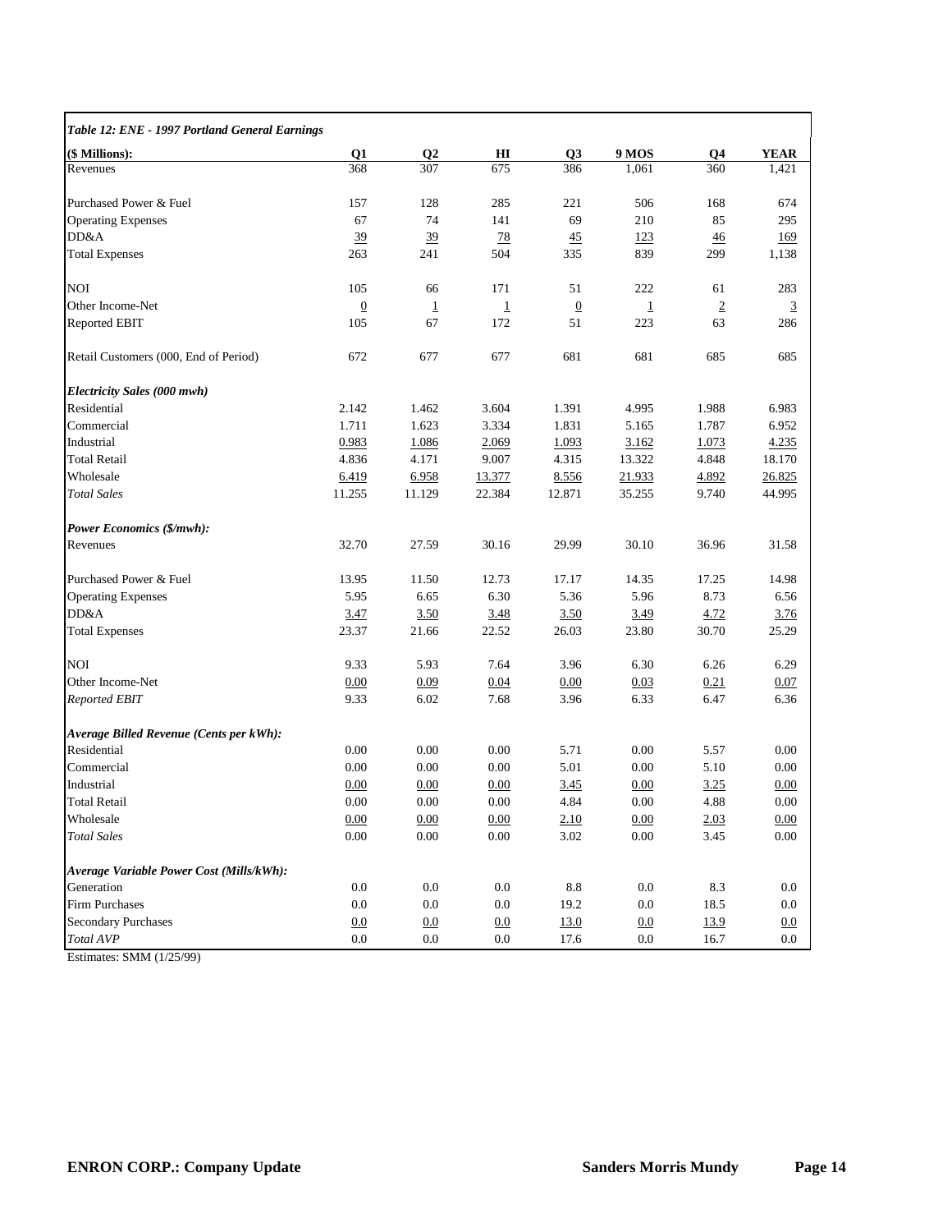| *Table 12: ENE - 1997 Portland General Earnings* | | | | | | | |
|---|---|---|---|---|---|---|---|
| **($ Millions):** | **Q1** | **Q2** | **HI** | **Q3** | **9 MOS** | **Q4** | **YEAR** |
| Revenues | 368 | 307 | 675 | 386 | 1,061 | 360 | 1,421 |
| | | | | | | | |
| Purchased Power & Fuel | 157 | 128 | 285 | 221 | 506 | 168 | 674 |
| Operating Expenses | 67 | 74 | 141 | 69 | 210 | 85 | 295 |
| DD&A | 39 | 39 | 78 | 45 | 123 | 46 | 169 |
| Total Expenses | 263 | 241 | 504 | 335 | 839 | 299 | 1,138 |
| | | | | | | | |
| NOI | 105 | 66 | 171 | 51 | 222 | 61 | 283 |
| Other Income-Net | 0 | 1 | 1 | 0 | 1 | 2 | 3 |
| Reported EBIT | 105 | 67 | 172 | 51 | 223 | 63 | 286 |
| | | | | | | | |
| Retail Customers (000, End of Period) | 672 | 677 | 677 | 681 | 681 | 685 | 685 |
| | | | | | | | |
| ***Electricity Sales (000 mwh)*** | | | | | | | |
| Residential | 2.142 | 1.462 | 3.604 | 1.391 | 4.995 | 1.988 | 6.983 |
| Commercial | 1.711 | 1.623 | 3.334 | 1.831 | 5.165 | 1.787 | 6.952 |
| Industrial | 0.983 | 1.086 | 2.069 | 1.093 | 3.162 | 1.073 | 4.235 |
| Total Retail | 4.836 | 4.171 | 9.007 | 4.315 | 13.322 | 4.848 | 18.170 |
| Wholesale | 6.419 | 6.958 | 13.377 | 8.556 | 21.933 | 4.892 | 26.825 |
| *Total Sales* | 11.255 | 11.129 | 22.384 | 12.871 | 35.255 | 9.740 | 44.995 |
| | | | | | | | |
| ***Power Economics ($/mwh):*** | | | | | | | |
| Revenues | 32.70 | 27.59 | 30.16 | 29.99 | 30.10 | 36.96 | 31.58 |
| | | | | | | | |
| Purchased Power & Fuel | 13.95 | 11.50 | 12.73 | 17.17 | 14.35 | 17.25 | 14.98 |
| Operating Expenses | 5.95 | 6.65 | 6.30 | 5.36 | 5.96 | 8.73 | 6.56 |
| DD&A | 3.47 | 3.50 | 3.48 | 3.50 | 3.49 | 4.72 | 3.76 |
| Total Expenses | 23.37 | 21.66 | 22.52 | 26.03 | 23.80 | 30.70 | 25.29 |
| | | | | | | | |
| NOI | 9.33 | 5.93 | 7.64 | 3.96 | 6.30 | 6.26 | 6.29 |
| Other Income-Net | 0.00 | 0.09 | 0.04 | 0.00 | 0.03 | 0.21 | 0.07 |
| *Reported EBIT* | 9.33 | 6.02 | 7.68 | 3.96 | 6.33 | 6.47 | 6.36 |
| | | | | | | | |
| ***Average Billed Revenue (Cents per kWh):*** | | | | | | | |
| Residential | 0.00 | 0.00 | 0.00 | 5.71 | 0.00 | 5.57 | 0.00 |
| Commercial | 0.00 | 0.00 | 0.00 | 5.01 | 0.00 | 5.10 | 0.00 |
| Industrial | 0.00 | 0.00 | 0.00 | 3.45 | 0.00 | 3.25 | 0.00 |
| Total Retail | 0.00 | 0.00 | 0.00 | 4.84 | 0.00 | 4.88 | 0.00 |
| Wholesale | 0.00 | 0.00 | 0.00 | 2.10 | 0.00 | 2.03 | 0.00 |
| *Total Sales* | 0.00 | 0.00 | 0.00 | 3.02 | 0.00 | 3.45 | 0.00 |
| | | | | | | | |
| ***Average Variable Power Cost (Mills/kWh):*** | | | | | | | |
| Generation | 0.0 | 0.0 | 0.0 | 8.8 | 0.0 | 8.3 | 0.0 |
| Firm Purchases | 0.0 | 0.0 | 0.0 | 19.2 | 0.0 | 18.5 | 0.0 |
| Secondary Purchases | 0.0 | 0.0 | 0.0 | 13.0 | 0.0 | 13.9 | 0.0 |
| *Total AVP* | 0.0 | 0.0 | 0.0 | 17.6 | 0.0 | 16.7 | 0.0 |

Estimates: SMM (1/25/99)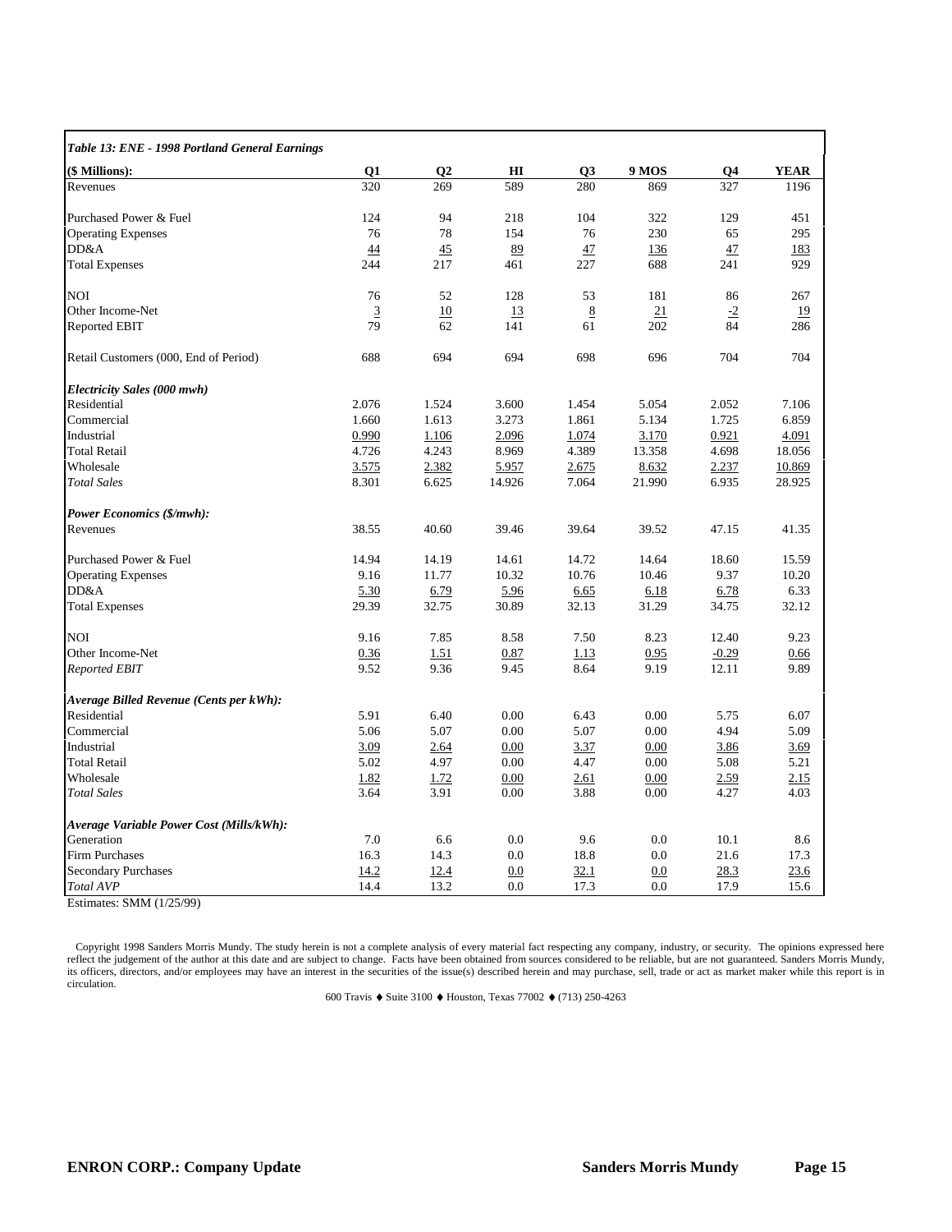| *Table 13: ENE - 1998 Portland General Earnings* | | | | | | | |
|---|---|---|---|---|---|---|---|
| **($ Millions):** | **Q1** | **Q2** | **HI** | **Q3** | **9 MOS** | **Q4** | **YEAR** |
| Revenues | 320 | 269 | 589 | 280 | 869 | 327 | 1196 |
| | | | | | | | |
| Purchased Power & Fuel | 124 | 94 | 218 | 104 | 322 | 129 | 451 |
| Operating Expenses | 76 | 78 | 154 | 76 | 230 | 65 | 295 |
| DD&A | 44 | 45 | 89 | 47 | 136 | 47 | 183 |
| Total Expenses | 244 | 217 | 461 | 227 | 688 | 241 | 929 |
| | | | | | | | |
| NOI | 76 | 52 | 128 | 53 | 181 | 86 | 267 |
| Other Income-Net | 3 | 10 | 13 | 8 | 21 | -2 | 19 |
| Reported EBIT | 79 | 62 | 141 | 61 | 202 | 84 | 286 |
| | | | | | | | |
| Retail Customers (000, End of Period) | 688 | 694 | 694 | 698 | 696 | 704 | 704 |
| | | | | | | | |
| ***Electricity Sales (000 mwh)*** | | | | | | | |
| Residential | 2.076 | 1.524 | 3.600 | 1.454 | 5.054 | 2.052 | 7.106 |
| Commercial | 1.660 | 1.613 | 3.273 | 1.861 | 5.134 | 1.725 | 6.859 |
| Industrial | 0.990 | 1.106 | 2.096 | 1.074 | 3.170 | 0.921 | 4.091 |
| Total Retail | 4.726 | 4.243 | 8.969 | 4.389 | 13.358 | 4.698 | 18.056 |
| Wholesale | 3.575 | 2.382 | 5.957 | 2.675 | 8.632 | 2.237 | 10.869 |
| *Total Sales* | 8.301 | 6.625 | 14.926 | 7.064 | 21.990 | 6.935 | 28.925 |
| | | | | | | | |
| ***Power Economics ($/mwh):*** | | | | | | | |
| Revenues | 38.55 | 40.60 | 39.46 | 39.64 | 39.52 | 47.15 | 41.35 |
| | | | | | | | |
| Purchased Power & Fuel | 14.94 | 14.19 | 14.61 | 14.72 | 14.64 | 18.60 | 15.59 |
| Operating Expenses | 9.16 | 11.77 | 10.32 | 10.76 | 10.46 | 9.37 | 10.20 |
| DD&A | 5.30 | 6.79 | 5.96 | 6.65 | 6.18 | 6.78 | 6.33 |
| Total Expenses | 29.39 | 32.75 | 30.89 | 32.13 | 31.29 | 34.75 | 32.12 |
| | | | | | | | |
| NOI | 9.16 | 7.85 | 8.58 | 7.50 | 8.23 | 12.40 | 9.23 |
| Other Income-Net | 0.36 | 1.51 | 0.87 | 1.13 | 0.95 | -0.29 | 0.66 |
| *Reported EBIT* | 9.52 | 9.36 | 9.45 | 8.64 | 9.19 | 12.11 | 9.89 |
| | | | | | | | |
| ***Average Billed Revenue (Cents per kWh):*** | | | | | | | |
| Residential | 5.91 | 6.40 | 0.00 | 6.43 | 0.00 | 5.75 | 6.07 |
| Commercial | 5.06 | 5.07 | 0.00 | 5.07 | 0.00 | 4.94 | 5.09 |
| Industrial | 3.09 | 2.64 | 0.00 | 3.37 | 0.00 | 3.86 | 3.69 |
| Total Retail | 5.02 | 4.97 | 0.00 | 4.47 | 0.00 | 5.08 | 5.21 |
| Wholesale | 1.82 | 1.72 | 0.00 | 2.61 | 0.00 | 2.59 | 2.15 |
| *Total Sales* | 3.64 | 3.91 | 0.00 | 3.88 | 0.00 | 4.27 | 4.03 |
| | | | | | | | |
| ***Average Variable Power Cost (Mills/kWh):*** | | | | | | | |
| Generation | 7.0 | 6.6 | 0.0 | 9.6 | 0.0 | 10.1 | 8.6 |
| Firm Purchases | 16.3 | 14.3 | 0.0 | 18.8 | 0.0 | 21.6 | 17.3 |
| Secondary Purchases | 14.2 | 12.4 | 0.0 | 32.1 | 0.0 | 28.3 | 23.6 |
| *Total AVP* | 14.4 | 13.2 | 0.0 | 17.3 | 0.0 | 17.9 | 15.6 |

Estimates: SMM (1/25/99)

Copyright 1998 Sanders Morris Mundy. The study herein is not a complete analysis of every material fact respecting any company, industry, or security. The opinions expressed here reflect the judgement of the author at this date and are subject to change. Facts have been obtained from sources considered to be reliable, but are not guaranteed. Sanders Morris Mundy, its officers, directors, and/or employees may have an interest in the securities of the issue(s) described herein and may purchase, sell, trade or act as market maker while this report is in circulation.

600 Travis ♦ Suite 3100 ♦ Houston, Texas 77002 ♦ (713) 250-4263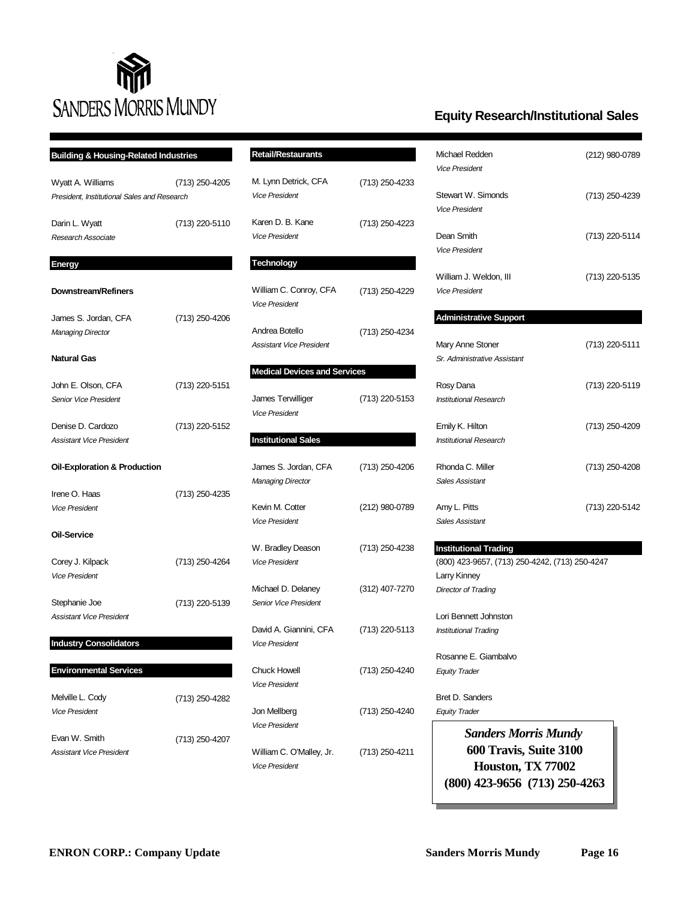SANDERS MORRIS MUNDY

## Equity Research/Institutional Sales

### Building & Housing-Related Industries

Wyatt A. Williams (713) 250-4205
*President, Institutional Sales and Research*

Darin L. Wyatt (713) 220-5110
*Research Associate*

### Energy

**Downstream/Refiners**

James S. Jordan, CFA (713) 250-4206
*Managing Director*

**Natural Gas**

John E. Olson, CFA (713) 220-5151
*Senior Vice President*

Denise D. Cardozo (713) 220-5152
*Assistant Vice President*

**Oil-Exploration & Production**

Irene O. Haas (713) 250-4235
*Vice President*

**Oil-Service**

Corey J. Kilpack (713) 250-4264
*Vice President*

Stephanie Joe (713) 220-5139
*Assistant Vice President*

### Industry Consolidators

### Environmental Services

Melville L. Cody (713) 250-4282
*Vice President*

Evan W. Smith (713) 250-4207
*Assistant Vice President*

### Retail/Restaurants

M. Lynn Detrick, CFA (713) 250-4233
*Vice President*

Karen D. B. Kane (713) 250-4223
*Vice President*

### Technology

William C. Conroy, CFA (713) 250-4229
*Vice President*

Andrea Botello (713) 250-4234
*Assistant Vice President*

### Medical Devices and Services

James Terwilliger (713) 220-5153
*Vice President*

### Institutional Sales

James S. Jordan, CFA (713) 250-4206
*Managing Director*

Kevin M. Cotter (212) 980-0789
*Vice President*

W. Bradley Deason (713) 250-4238
*Vice President*

Michael D. Delaney (312) 407-7270
*Senior Vice President*

David A. Giannini, CFA (713) 220-5113
*Vice President*

Chuck Howell (713) 250-4240
*Vice President*

Jon Mellberg (713) 250-4240
*Vice President*

William C. O'Malley, Jr. (713) 250-4211
*Vice President*

Michael Redden (212) 980-0789
*Vice President*

Stewart W. Simonds (713) 250-4239
*Vice President*

Dean Smith (713) 220-5114
*Vice President*

William J. Weldon, III (713) 220-5135
*Vice President*

### Administrative Support

Mary Anne Stoner (713) 220-5111
*Sr. Administrative Assistant*

Rosy Dana (713) 220-5119
*Institutional Research*

Emily K. Hilton (713) 250-4209
*Institutional Research*

Rhonda C. Miller (713) 250-4208
*Sales Assistant*

Amy L. Pitts (713) 220-5142
*Sales Assistant*

### Institutional Trading

(800) 423-9657, (713) 250-4242, (713) 250-4247

Larry Kinney
*Director of Trading*

Lori Bennett Johnston
*Institutional Trading*

Rosanne E. Giambalvo
*Equity Trader*

Bret D. Sanders
*Equity Trader*

***Sanders Morris Mundy***
**600 Travis, Suite 3100**
**Houston, TX 77002**
**(800) 423-9656 (713) 250-4263**